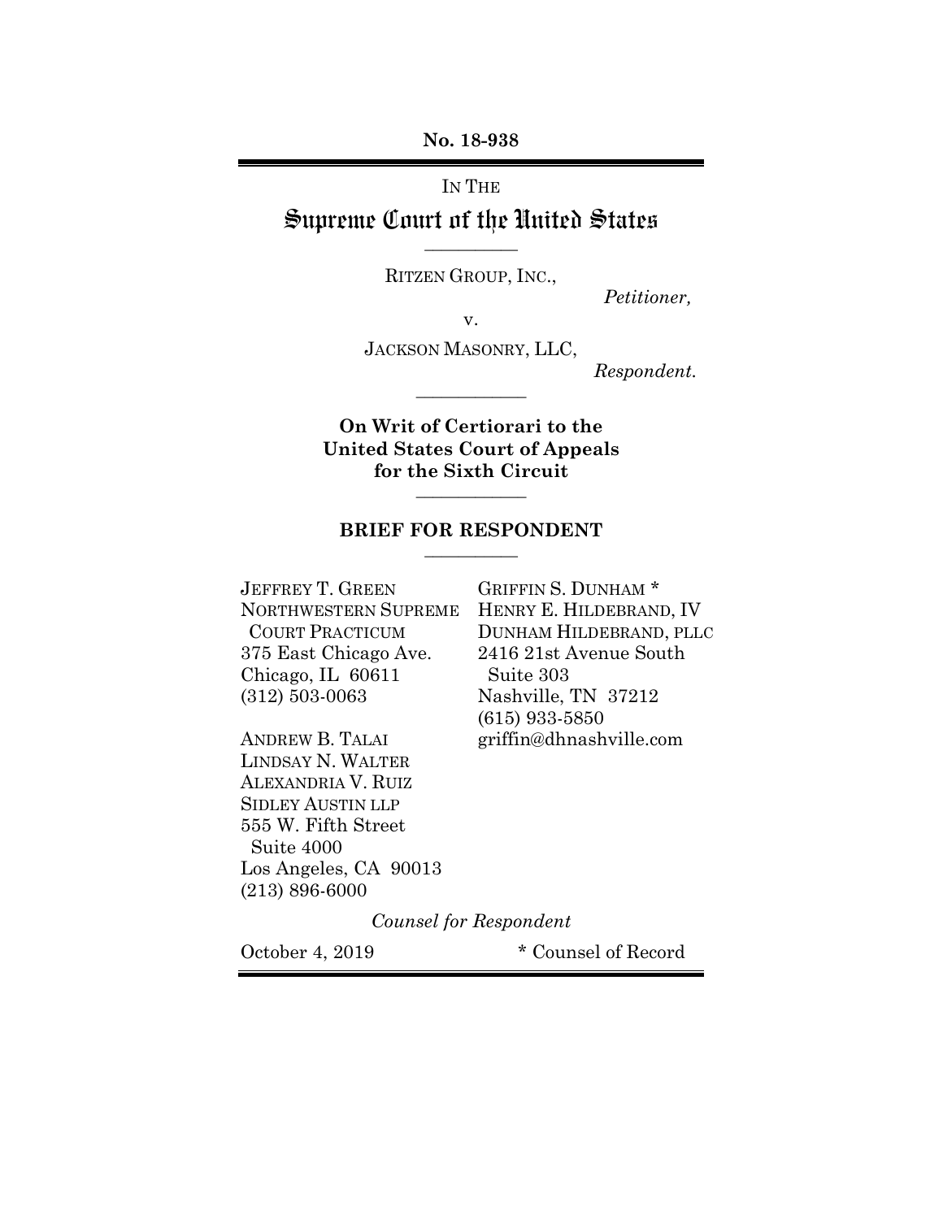**No. 18-938**

IN THE

# Supreme Court of the United States

---

RITZEN GROUP, INC.,

*Petitioner,*

v.

JACKSON MASONRY, LLC,

*Respondent.*

---

**On Writ of Certiorari to the United States Court of Appeals for the Sixth Circuit**

---

**BRIEF FOR RESPONDENT**

---

JEFFREY T. GREEN
NORTHWESTERN SUPREME COURT PRACTICUM
375 East Chicago Ave.
Chicago, IL 60611
(312) 503-0063

ANDREW B. TALAI
LINDSAY N. WALTER
ALEXANDRIA V. RUIZ
SIDLEY AUSTIN LLP
555 W. Fifth Street
Suite 4000
Los Angeles, CA 90013
(213) 896-6000

GRIFFIN S. DUNHAM *
HENRY E. HILDEBRAND, IV
DUNHAM HILDEBRAND, PLLC
2416 21st Avenue South
Suite 303
Nashville, TN 37212
(615) 933-5850
griffin@dhnashville.com

*Counsel for Respondent*

October 4, 2019

\* Counsel of Record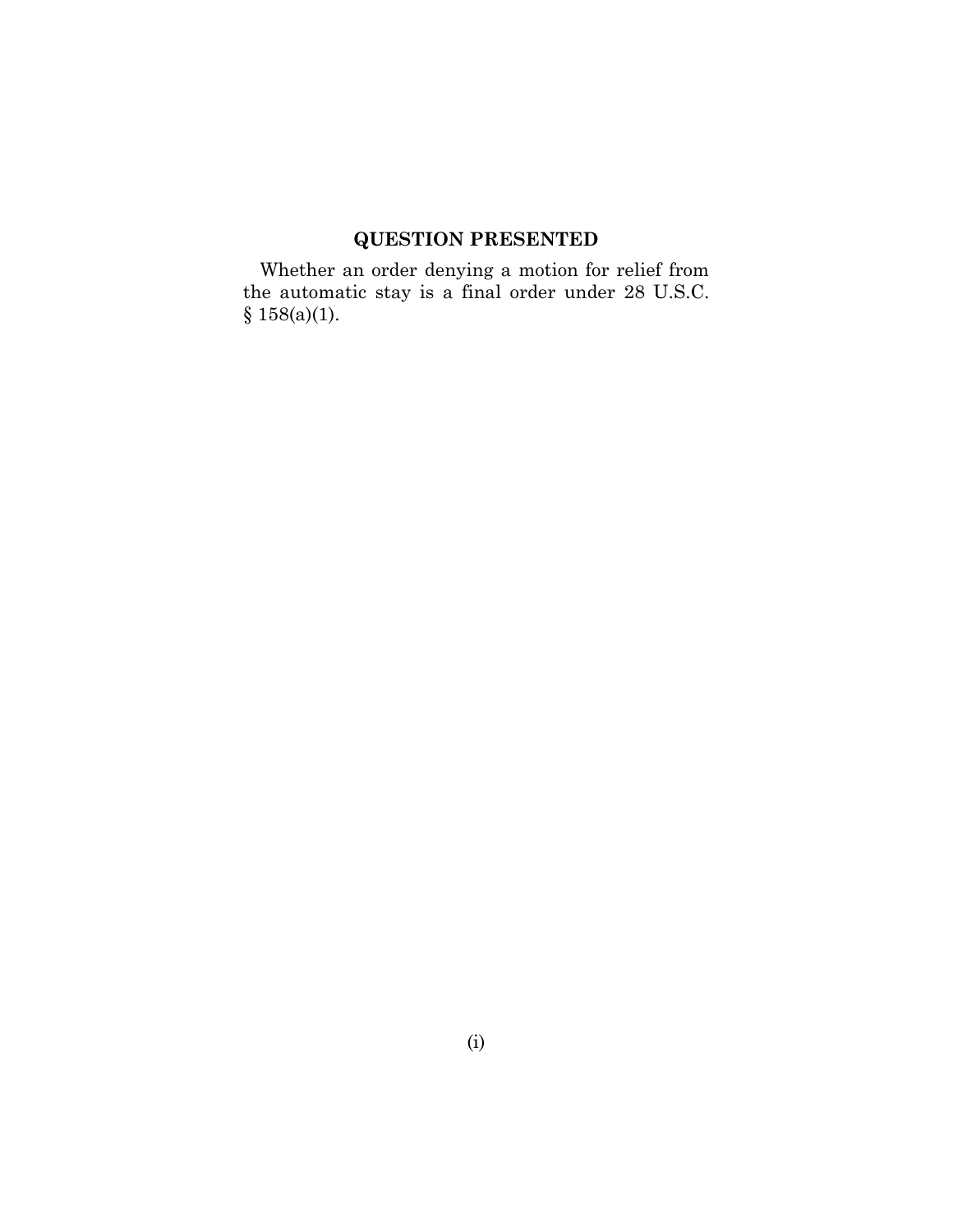## QUESTION PRESENTED

Whether an order denying a motion for relief from the automatic stay is a final order under 28 U.S.C. § 158(a)(1).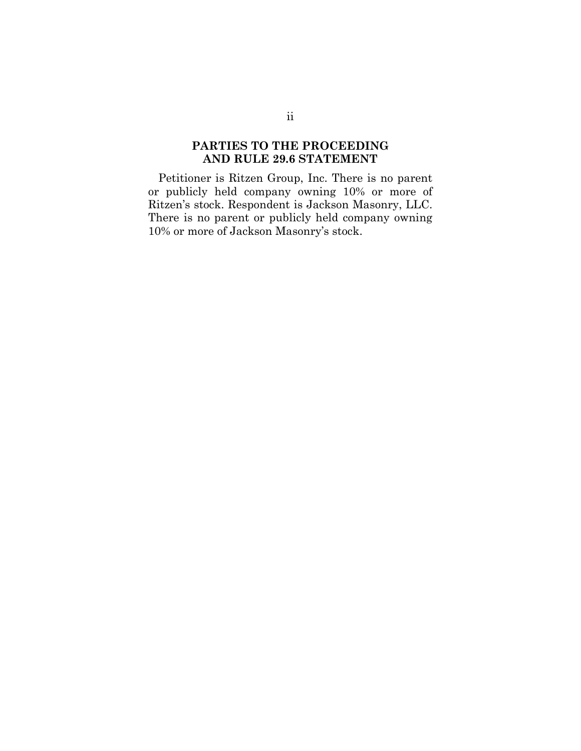## PARTIES TO THE PROCEEDING AND RULE 29.6 STATEMENT

Petitioner is Ritzen Group, Inc. There is no parent or publicly held company owning 10% or more of Ritzen's stock. Respondent is Jackson Masonry, LLC. There is no parent or publicly held company owning 10% or more of Jackson Masonry's stock.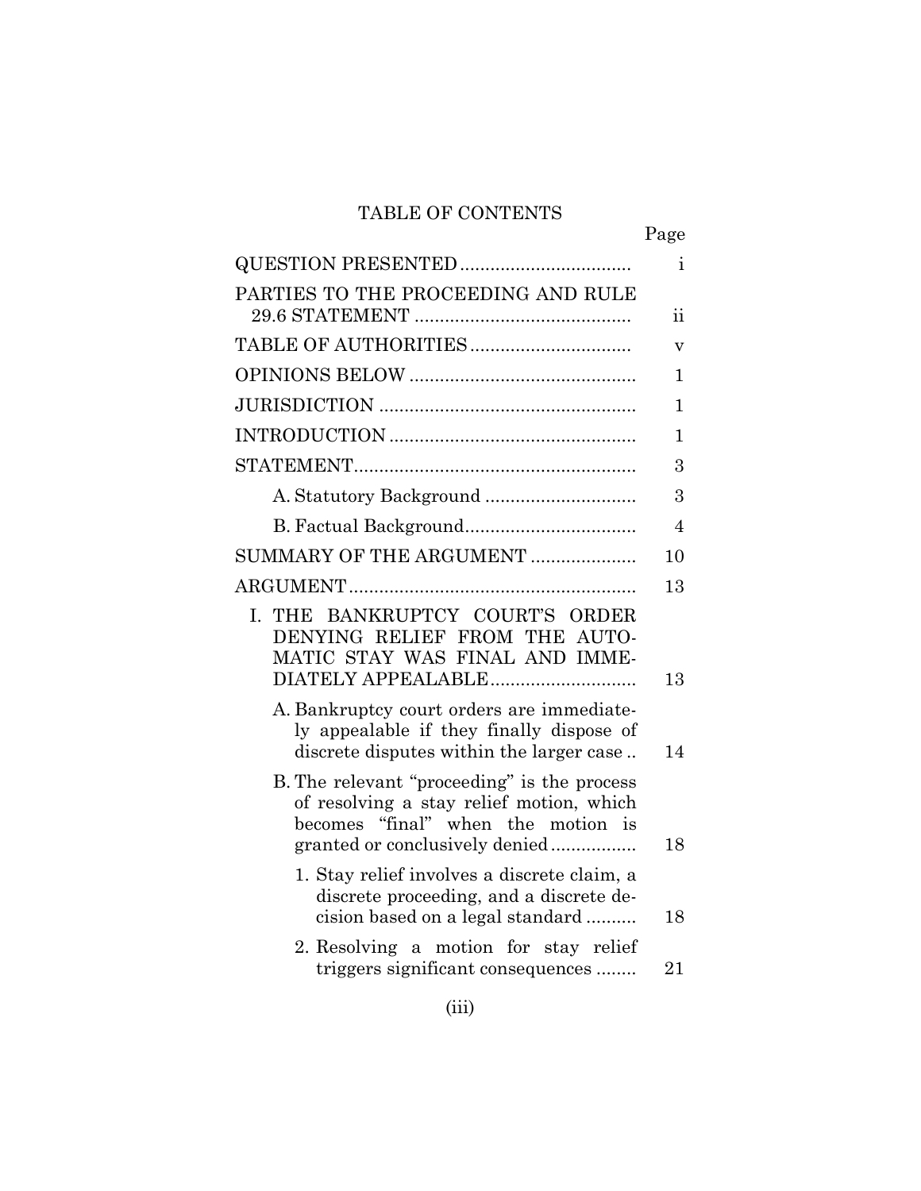# TABLE OF CONTENTS

| | Page |
|---|---|
| QUESTION PRESENTED | i |
| PARTIES TO THE PROCEEDING AND RULE 29.6 STATEMENT | ii |
| TABLE OF AUTHORITIES | v |
| OPINIONS BELOW | 1 |
| JURISDICTION | 1 |
| INTRODUCTION | 1 |
| STATEMENT | 3 |
| A. Statutory Background | 3 |
| B. Factual Background | 4 |
| SUMMARY OF THE ARGUMENT | 10 |
| ARGUMENT | 13 |
| I. THE BANKRUPTCY COURT'S ORDER DENYING RELIEF FROM THE AUTOMATIC STAY WAS FINAL AND IMMEDIATELY APPEALABLE | 13 |
| A. Bankruptcy court orders are immediately appealable if they finally dispose of discrete disputes within the larger case | 14 |
| B. The relevant "proceeding" is the process of resolving a stay relief motion, which becomes "final" when the motion is granted or conclusively denied | 18 |
| 1. Stay relief involves a discrete claim, a discrete proceeding, and a discrete decision based on a legal standard | 18 |
| 2. Resolving a motion for stay relief triggers significant consequences | 21 |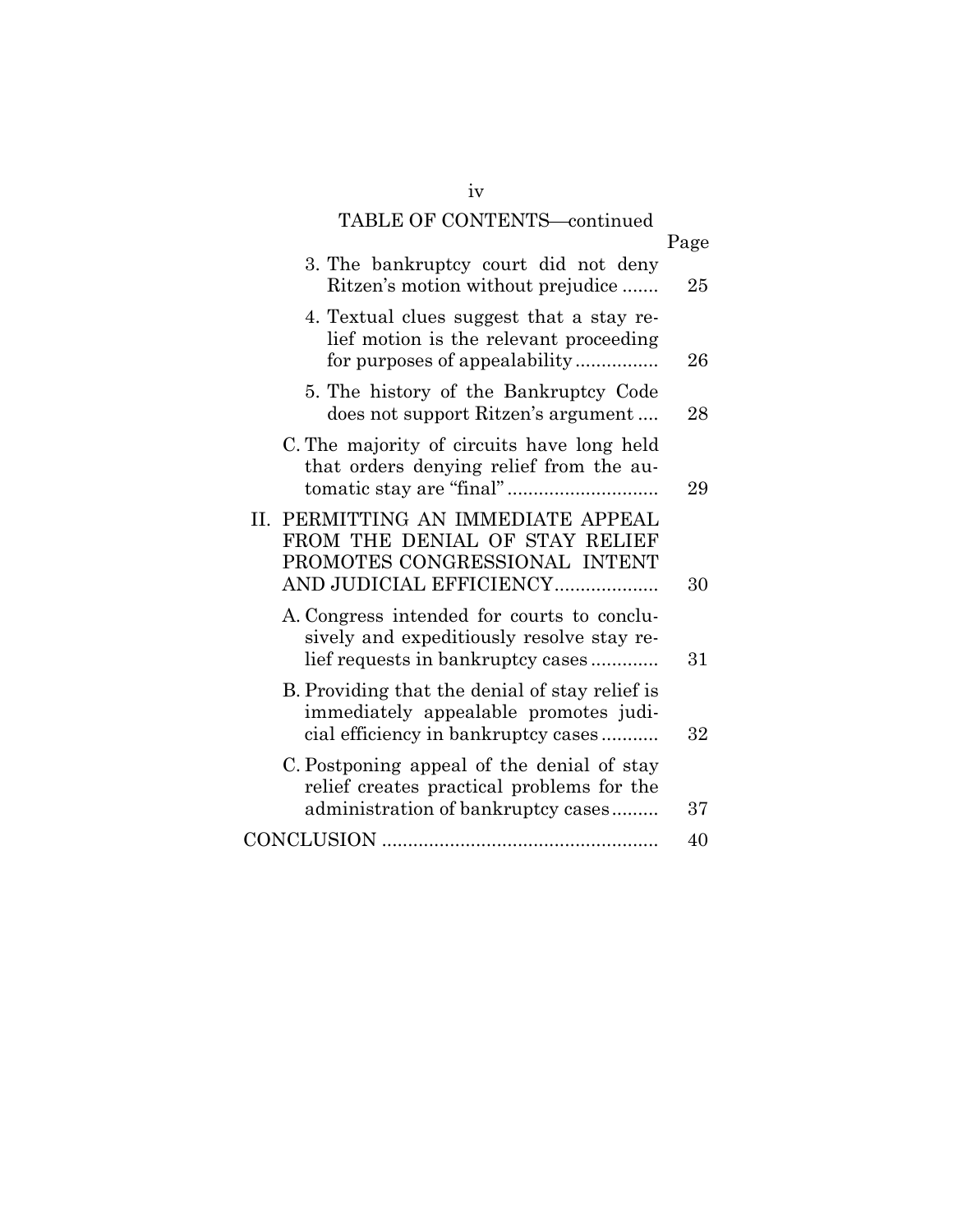TABLE OF CONTENTS—continued

| | Page |
|---|---|
| 3. The bankruptcy court did not deny Ritzen's motion without prejudice | 25 |
| 4. Textual clues suggest that a stay relief motion is the relevant proceeding for purposes of appealability | 26 |
| 5. The history of the Bankruptcy Code does not support Ritzen's argument | 28 |
| C. The majority of circuits have long held that orders denying relief from the automatic stay are "final" | 29 |
| II. PERMITTING AN IMMEDIATE APPEAL FROM THE DENIAL OF STAY RELIEF PROMOTES CONGRESSIONAL INTENT AND JUDICIAL EFFICIENCY | 30 |
| A. Congress intended for courts to conclusively and expeditiously resolve stay relief requests in bankruptcy cases | 31 |
| B. Providing that the denial of stay relief is immediately appealable promotes judicial efficiency in bankruptcy cases | 32 |
| C. Postponing appeal of the denial of stay relief creates practical problems for the administration of bankruptcy cases | 37 |
| CONCLUSION | 40 |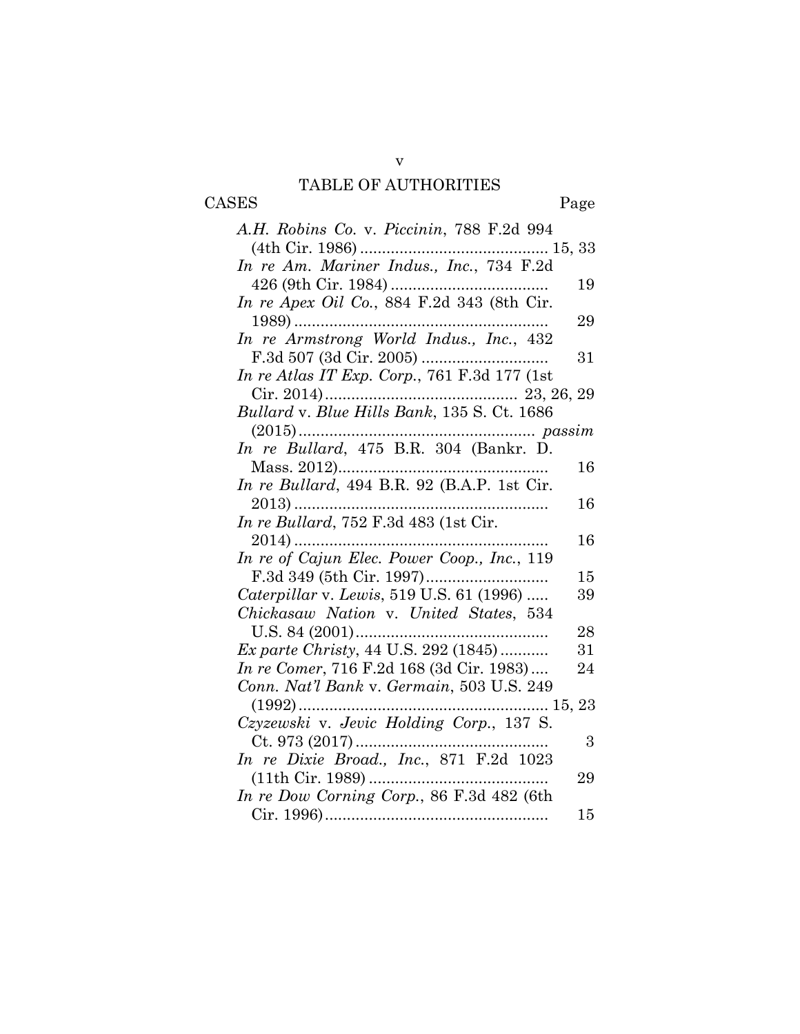# TABLE OF AUTHORITIES

CASES Page

*A.H. Robins Co.* v. *Piccinin*, 788 F.2d 994 (4th Cir. 1986) ........................................... 15, 33

*In re Am. Mariner Indus., Inc.*, 734 F.2d 426 (9th Cir. 1984) .................................... 19

*In re Apex Oil Co.*, 884 F.2d 343 (8th Cir. 1989) .......................................................... 29

*In re Armstrong World Indus., Inc.*, 432 F.3d 507 (3d Cir. 2005) ............................ 31

*In re Atlas IT Exp. Corp.*, 761 F.3d 177 (1st Cir. 2014)........................................... 23, 26, 29

*Bullard* v. *Blue Hills Bank*, 135 S. Ct. 1686 (2015)...................................................... *passim*

*In re Bullard*, 475 B.R. 304 (Bankr. D. Mass. 2012)............................................... 16

*In re Bullard*, 494 B.R. 92 (B.A.P. 1st Cir. 2013) .......................................................... 16

*In re Bullard*, 752 F.3d 483 (1st Cir. 2014) .......................................................... 16

*In re of Cajun Elec. Power Coop., Inc.*, 119 F.3d 349 (5th Cir. 1997)........................... 15

*Caterpillar* v. *Lewis*, 519 U.S. 61 (1996) ..... 39

*Chickasaw Nation* v. *United States*, 534 U.S. 84 (2001)............................................ 28

*Ex parte Christy*, 44 U.S. 292 (1845)........... 31

*In re Comer*, 716 F.2d 168 (3d Cir. 1983).... 24

*Conn. Nat'l Bank* v. *Germain*, 503 U.S. 249 (1992)......................................................... 15, 23

*Czyzewski* v. *Jevic Holding Corp.*, 137 S. Ct. 973 (2017)........................................... 3

*In re Dixie Broad., Inc.*, 871 F.2d 1023 (11th Cir. 1989) ......................................... 29

*In re Dow Corning Corp.*, 86 F.3d 482 (6th Cir. 1996).................................................. 15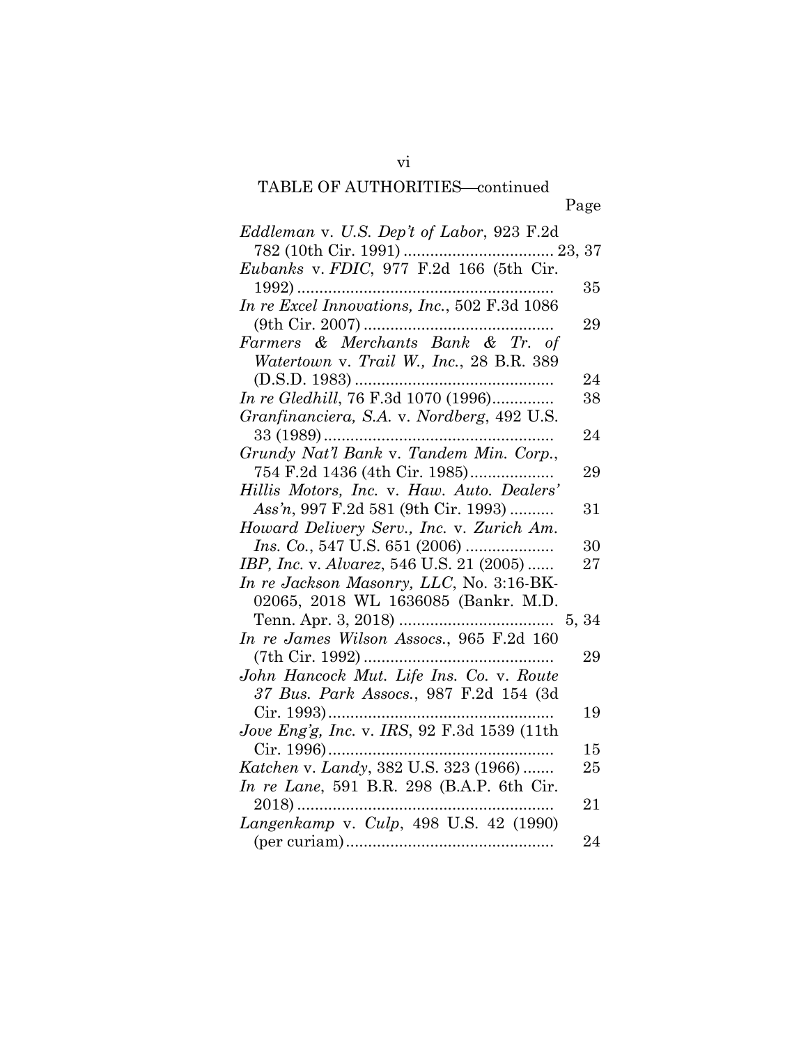TABLE OF AUTHORITIES—continued

Page

*Eddleman* v. *U.S. Dep't of Labor*, 923 F.2d 782 (10th Cir. 1991) .................................. 23, 37

*Eubanks* v. *FDIC*, 977 F.2d 166 (5th Cir. 1992) .......................................................... 35

*In re Excel Innovations, Inc.*, 502 F.3d 1086 (9th Cir. 2007) .......................................... 29

*Farmers & Merchants Bank & Tr. of Watertown* v. *Trail W., Inc.*, 28 B.R. 389 (D.S.D. 1983) ............................................ 24

*In re Gledhill*, 76 F.3d 1070 (1996)............. 38

*Granfinanciera, S.A.* v. *Nordberg*, 492 U.S. 33 (1989) .................................................... 24

*Grundy Nat'l Bank* v. *Tandem Min. Corp.*, 754 F.2d 1436 (4th Cir. 1985).................. 29

*Hillis Motors, Inc.* v. *Haw. Auto. Dealers' Ass'n*, 997 F.2d 581 (9th Cir. 1993) .......... 31

*Howard Delivery Serv., Inc.* v. *Zurich Am. Ins. Co.*, 547 U.S. 651 (2006) .................... 30

*IBP, Inc.* v. *Alvarez*, 546 U.S. 21 (2005) ...... 27

*In re Jackson Masonry, LLC*, No. 3:16-BK-02065, 2018 WL 1636085 (Bankr. M.D. Tenn. Apr. 3, 2018) .................................. 5, 34

*In re James Wilson Assocs.*, 965 F.2d 160 (7th Cir. 1992) .......................................... 29

*John Hancock Mut. Life Ins. Co.* v. *Route 37 Bus. Park Assocs.*, 987 F.2d 154 (3d Cir. 1993).................................................. 19

*Jove Eng'g, Inc.* v. *IRS*, 92 F.3d 1539 (11th Cir. 1996).................................................. 15

*Katchen* v. *Landy*, 382 U.S. 323 (1966) ....... 25

*In re Lane*, 591 B.R. 298 (B.A.P. 6th Cir. 2018) .......................................................... 21

*Langenkamp* v. *Culp*, 498 U.S. 42 (1990) (per curiam).............................................. 24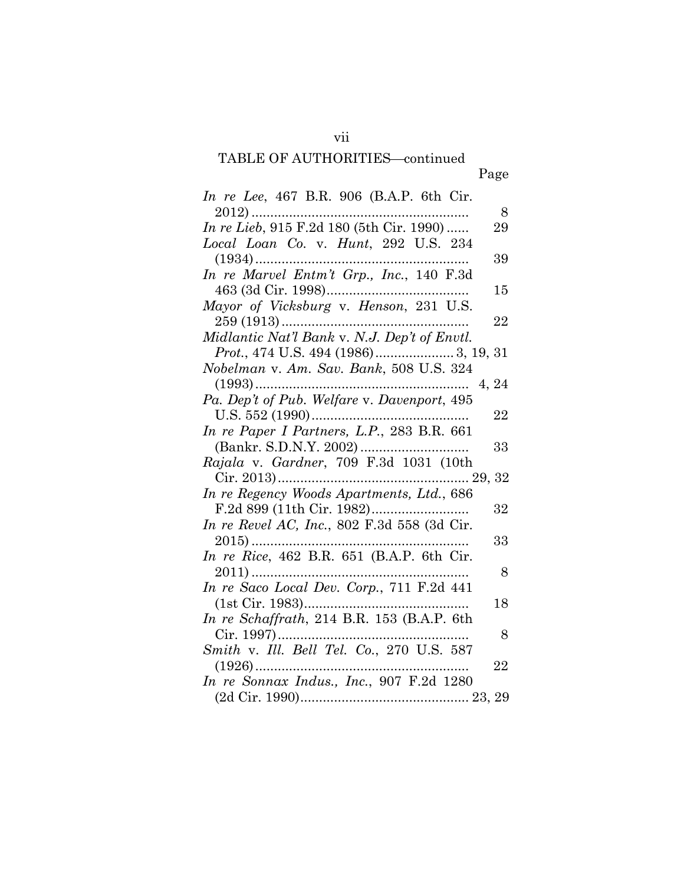TABLE OF AUTHORITIES—continued

| | Page |
|---|---|
| *In re Lee*, 467 B.R. 906 (B.A.P. 6th Cir. 2012) | 8 |
| *In re Lieb*, 915 F.2d 180 (5th Cir. 1990) | 29 |
| *Local Loan Co.* v. *Hunt*, 292 U.S. 234 (1934) | 39 |
| *In re Marvel Entm't Grp., Inc.*, 140 F.3d 463 (3d Cir. 1998) | 15 |
| *Mayor of Vicksburg* v. *Henson*, 231 U.S. 259 (1913) | 22 |
| *Midlantic Nat'l Bank* v. *N.J. Dep't of Envtl. Prot.*, 474 U.S. 494 (1986) | 3, 19, 31 |
| *Nobelman* v. *Am. Sav. Bank*, 508 U.S. 324 (1993) | 4, 24 |
| *Pa. Dep't of Pub. Welfare* v. *Davenport*, 495 U.S. 552 (1990) | 22 |
| *In re Paper I Partners, L.P.*, 283 B.R. 661 (Bankr. S.D.N.Y. 2002) | 33 |
| *Rajala* v. *Gardner*, 709 F.3d 1031 (10th Cir. 2013) | 29, 32 |
| *In re Regency Woods Apartments, Ltd.*, 686 F.2d 899 (11th Cir. 1982) | 32 |
| *In re Revel AC, Inc.*, 802 F.3d 558 (3d Cir. 2015) | 33 |
| *In re Rice*, 462 B.R. 651 (B.A.P. 6th Cir. 2011) | 8 |
| *In re Saco Local Dev. Corp.*, 711 F.2d 441 (1st Cir. 1983) | 18 |
| *In re Schaffrath*, 214 B.R. 153 (B.A.P. 6th Cir. 1997) | 8 |
| *Smith* v. *Ill. Bell Tel. Co.*, 270 U.S. 587 (1926) | 22 |
| *In re Sonnax Indus., Inc.*, 907 F.2d 1280 (2d Cir. 1990) | 23, 29 |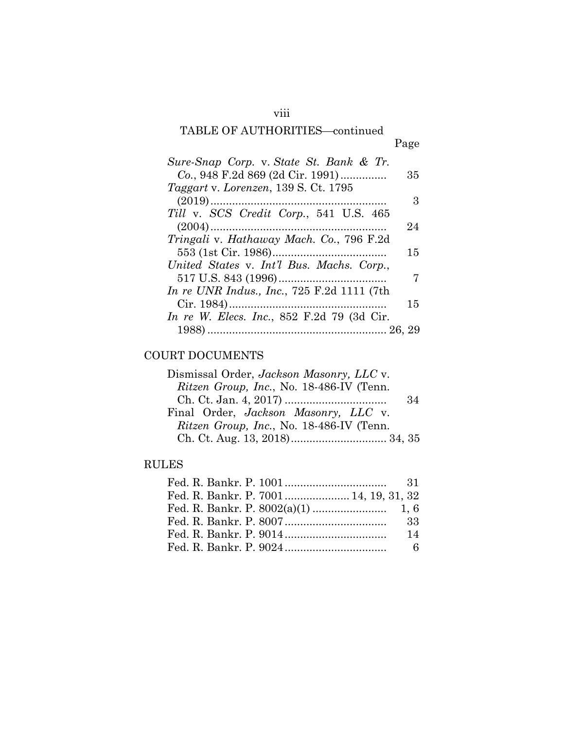TABLE OF AUTHORITIES—continued

Page

*Sure-Snap Corp.* v. *State St. Bank & Tr. Co.*, 948 F.2d 869 (2d Cir. 1991) ............... 35

*Taggart* v. *Lorenzen*, 139 S. Ct. 1795 (2019) ......................................................... 3

*Till* v. *SCS Credit Corp.*, 541 U.S. 465 (2004) ......................................................... 24

*Tringali* v. *Hathaway Mach. Co.*, 796 F.2d 553 (1st Cir. 1986) ..................................... 15

*United States* v. *Int'l Bus. Machs. Corp.*, 517 U.S. 843 (1996) ................................... 7

*In re UNR Indus., Inc.*, 725 F.2d 1111 (7th Cir. 1984) ................................................... 15

*In re W. Elecs. Inc.*, 852 F.2d 79 (3d Cir. 1988) .......................................................... 26, 29

## COURT DOCUMENTS

Dismissal Order, *Jackson Masonry, LLC* v. *Ritzen Group, Inc.*, No. 18-486-IV (Tenn. Ch. Ct. Jan. 4, 2017) ................................. 34

Final Order, *Jackson Masonry, LLC* v. *Ritzen Group, Inc.*, No. 18-486-IV (Tenn. Ch. Ct. Aug. 13, 2018) ............................... 34, 35

## RULES

Fed. R. Bankr. P. 1001 ................................. 31

Fed. R. Bankr. P. 7001 ..................... 14, 19, 31, 32

Fed. R. Bankr. P. 8002(a)(1) ........................ 1, 6

Fed. R. Bankr. P. 8007 ................................. 33

Fed. R. Bankr. P. 9014 ................................. 14

Fed. R. Bankr. P. 9024 ................................. 6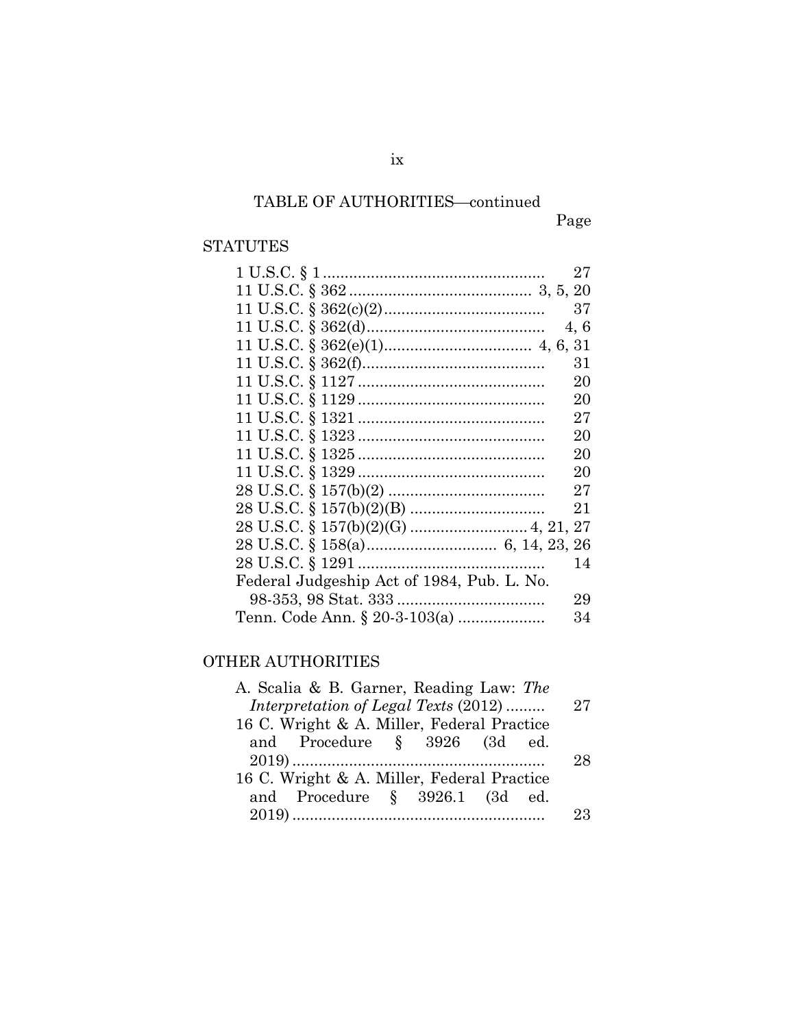TABLE OF AUTHORITIES—continued

| | Page |
|---|---|
| **STATUTES** | |
| 1 U.S.C. § 1 | 27 |
| 11 U.S.C. § 362 | 3, 5, 20 |
| 11 U.S.C. § 362(c)(2) | 37 |
| 11 U.S.C. § 362(d) | 4, 6 |
| 11 U.S.C. § 362(e)(1) | 4, 6, 31 |
| 11 U.S.C. § 362(f) | 31 |
| 11 U.S.C. § 1127 | 20 |
| 11 U.S.C. § 1129 | 20 |
| 11 U.S.C. § 1321 | 27 |
| 11 U.S.C. § 1323 | 20 |
| 11 U.S.C. § 1325 | 20 |
| 11 U.S.C. § 1329 | 20 |
| 28 U.S.C. § 157(b)(2) | 27 |
| 28 U.S.C. § 157(b)(2)(B) | 21 |
| 28 U.S.C. § 157(b)(2)(G) | 4, 21, 27 |
| 28 U.S.C. § 158(a) | 6, 14, 23, 26 |
| 28 U.S.C. § 1291 | 14 |
| Federal Judgeship Act of 1984, Pub. L. No. 98-353, 98 Stat. 333 | 29 |
| Tenn. Code Ann. § 20-3-103(a) | 34 |
| **OTHER AUTHORITIES** | |
| A. Scalia & B. Garner, Reading Law: *The Interpretation of Legal Texts* (2012) | 27 |
| 16 C. Wright & A. Miller, Federal Practice and Procedure § 3926 (3d ed. 2019) | 28 |
| 16 C. Wright & A. Miller, Federal Practice and Procedure § 3926.1 (3d ed. 2019) | 23 |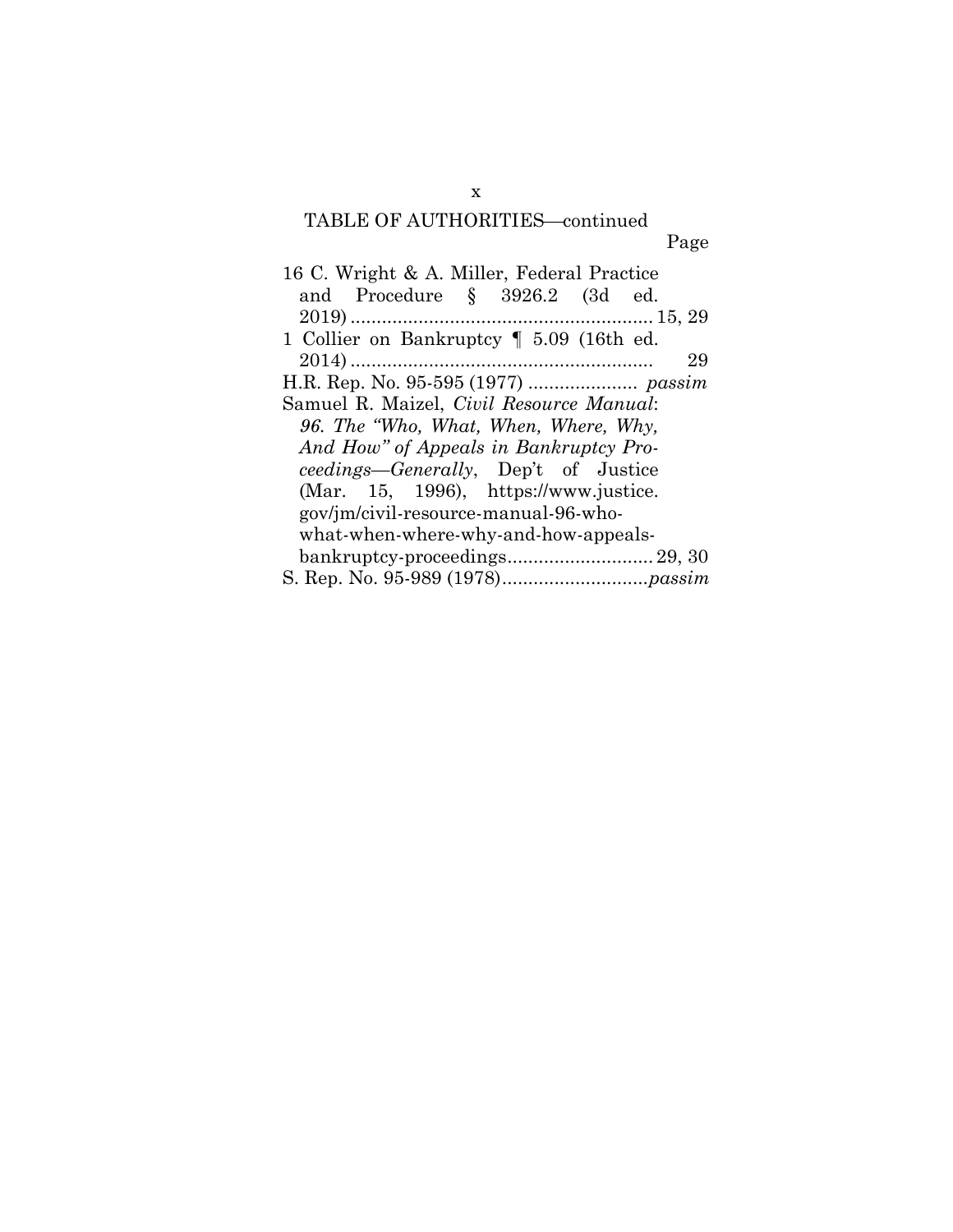TABLE OF AUTHORITIES—continued

Page

16 C. Wright & A. Miller, Federal Practice and Procedure § 3926.2 (3d ed. 2019) .......................................................... 15, 29

1 Collier on Bankruptcy ¶ 5.09 (16th ed. 2014) .......................................................... 29

H.R. Rep. No. 95-595 (1977) ..................... *passim*

Samuel R. Maizel, *Civil Resource Manual*: *96. The "Who, What, When, Where, Why, And How" of Appeals in Bankruptcy Proceedings—Generally*, Dep't of Justice (Mar. 15, 1996), https://www.justice.gov/jm/civil-resource-manual-96-who-what-when-where-why-and-how-appeals-bankruptcy-proceedings............................ 29, 30

S. Rep. No. 95-989 (1978)............................*passim*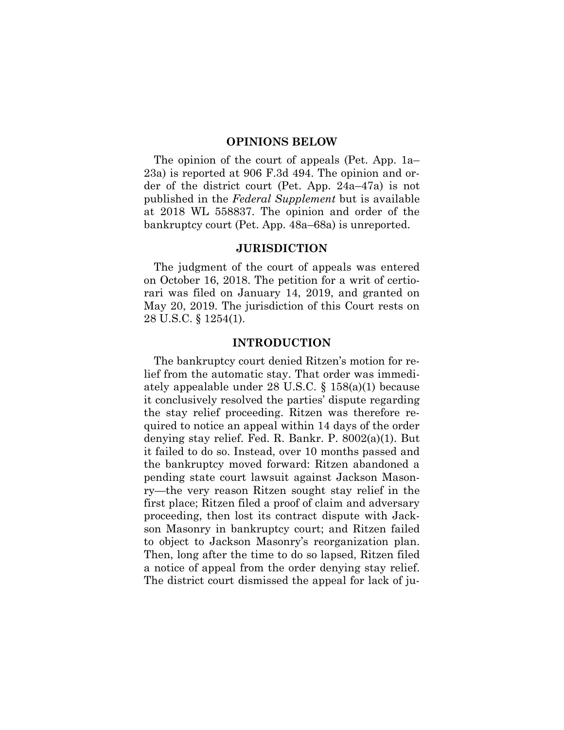## OPINIONS BELOW

The opinion of the court of appeals (Pet. App. 1a–23a) is reported at 906 F.3d 494. The opinion and order of the district court (Pet. App. 24a–47a) is not published in the *Federal Supplement* but is available at 2018 WL 558837. The opinion and order of the bankruptcy court (Pet. App. 48a–68a) is unreported.

## JURISDICTION

The judgment of the court of appeals was entered on October 16, 2018. The petition for a writ of certiorari was filed on January 14, 2019, and granted on May 20, 2019. The jurisdiction of this Court rests on 28 U.S.C. § 1254(1).

## INTRODUCTION

The bankruptcy court denied Ritzen's motion for relief from the automatic stay. That order was immediately appealable under 28 U.S.C. § 158(a)(1) because it conclusively resolved the parties' dispute regarding the stay relief proceeding. Ritzen was therefore required to notice an appeal within 14 days of the order denying stay relief. Fed. R. Bankr. P. 8002(a)(1). But it failed to do so. Instead, over 10 months passed and the bankruptcy moved forward: Ritzen abandoned a pending state court lawsuit against Jackson Masonry—the very reason Ritzen sought stay relief in the first place; Ritzen filed a proof of claim and adversary proceeding, then lost its contract dispute with Jackson Masonry in bankruptcy court; and Ritzen failed to object to Jackson Masonry's reorganization plan. Then, long after the time to do so lapsed, Ritzen filed a notice of appeal from the order denying stay relief. The district court dismissed the appeal for lack of ju-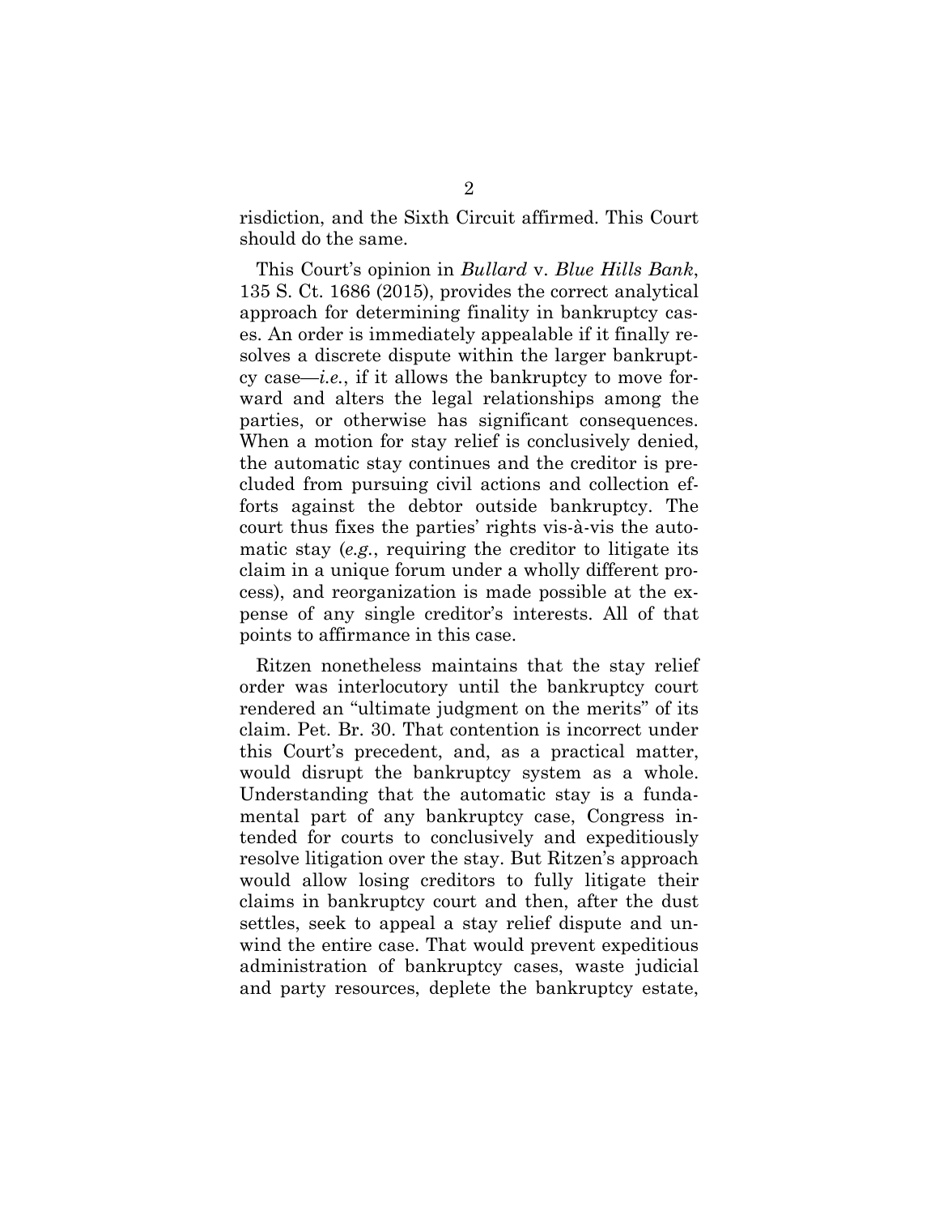risdiction, and the Sixth Circuit affirmed. This Court should do the same.

This Court's opinion in *Bullard* v. *Blue Hills Bank*, 135 S. Ct. 1686 (2015), provides the correct analytical approach for determining finality in bankruptcy cases. An order is immediately appealable if it finally resolves a discrete dispute within the larger bankruptcy case—*i.e.*, if it allows the bankruptcy to move forward and alters the legal relationships among the parties, or otherwise has significant consequences. When a motion for stay relief is conclusively denied, the automatic stay continues and the creditor is precluded from pursuing civil actions and collection efforts against the debtor outside bankruptcy. The court thus fixes the parties' rights vis-à-vis the automatic stay (*e.g.*, requiring the creditor to litigate its claim in a unique forum under a wholly different process), and reorganization is made possible at the expense of any single creditor's interests. All of that points to affirmance in this case.

Ritzen nonetheless maintains that the stay relief order was interlocutory until the bankruptcy court rendered an "ultimate judgment on the merits" of its claim. Pet. Br. 30. That contention is incorrect under this Court's precedent, and, as a practical matter, would disrupt the bankruptcy system as a whole. Understanding that the automatic stay is a fundamental part of any bankruptcy case, Congress intended for courts to conclusively and expeditiously resolve litigation over the stay. But Ritzen's approach would allow losing creditors to fully litigate their claims in bankruptcy court and then, after the dust settles, seek to appeal a stay relief dispute and unwind the entire case. That would prevent expeditious administration of bankruptcy cases, waste judicial and party resources, deplete the bankruptcy estate,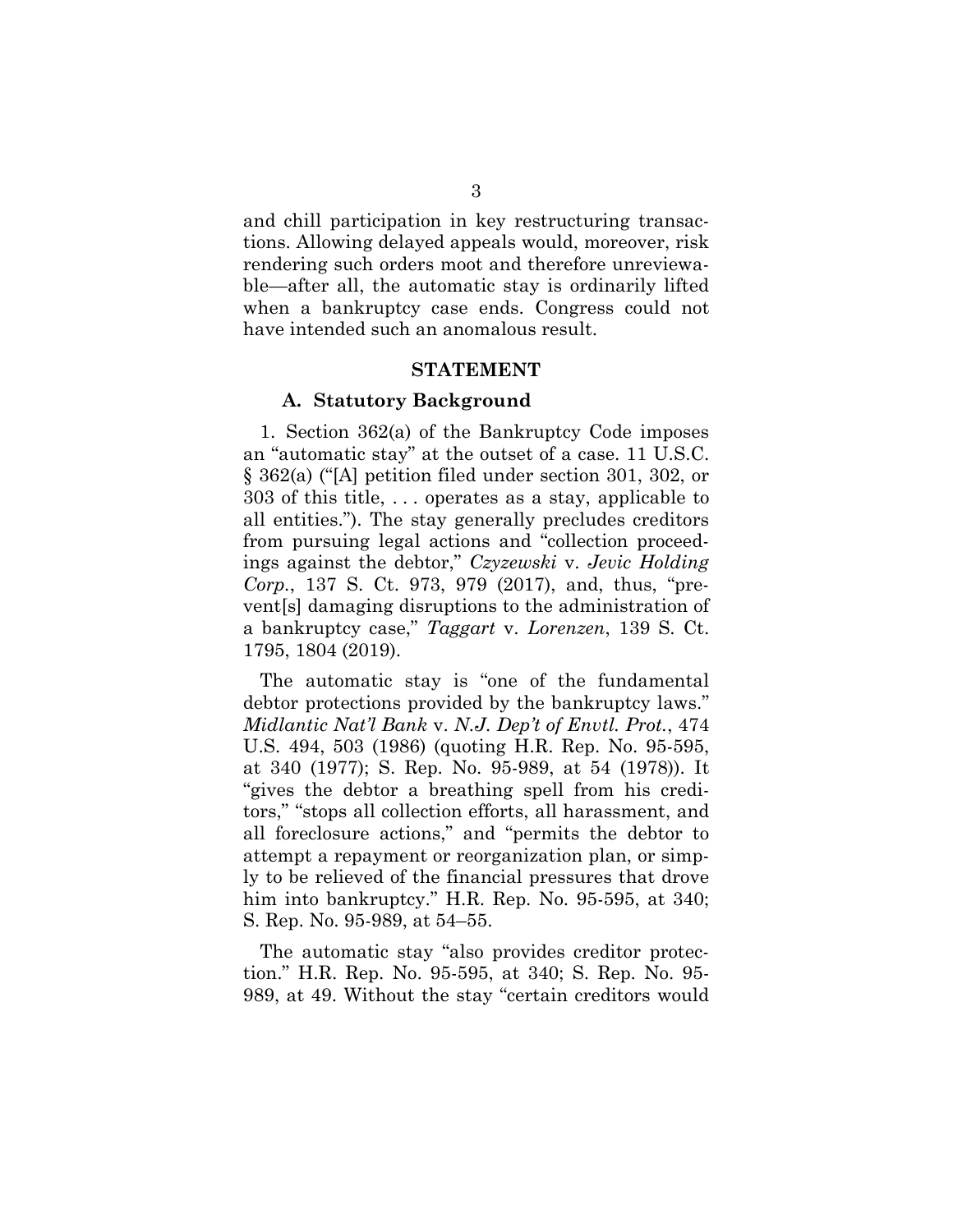and chill participation in key restructuring transactions. Allowing delayed appeals would, moreover, risk rendering such orders moot and therefore unreviewable—after all, the automatic stay is ordinarily lifted when a bankruptcy case ends. Congress could not have intended such an anomalous result.

## STATEMENT

### A. Statutory Background

1. Section 362(a) of the Bankruptcy Code imposes an "automatic stay" at the outset of a case. 11 U.S.C. § 362(a) ("[A] petition filed under section 301, 302, or 303 of this title, . . . operates as a stay, applicable to all entities."). The stay generally precludes creditors from pursuing legal actions and "collection proceedings against the debtor," *Czyzewski* v. *Jevic Holding Corp.*, 137 S. Ct. 973, 979 (2017), and, thus, "prevent[s] damaging disruptions to the administration of a bankruptcy case," *Taggart* v. *Lorenzen*, 139 S. Ct. 1795, 1804 (2019).

The automatic stay is "one of the fundamental debtor protections provided by the bankruptcy laws." *Midlantic Nat'l Bank* v. *N.J. Dep't of Envtl. Prot.*, 474 U.S. 494, 503 (1986) (quoting H.R. Rep. No. 95-595, at 340 (1977); S. Rep. No. 95-989, at 54 (1978)). It "gives the debtor a breathing spell from his creditors," "stops all collection efforts, all harassment, and all foreclosure actions," and "permits the debtor to attempt a repayment or reorganization plan, or simply to be relieved of the financial pressures that drove him into bankruptcy." H.R. Rep. No. 95-595, at 340; S. Rep. No. 95-989, at 54–55.

The automatic stay "also provides creditor protection." H.R. Rep. No. 95-595, at 340; S. Rep. No. 95-989, at 49. Without the stay "certain creditors would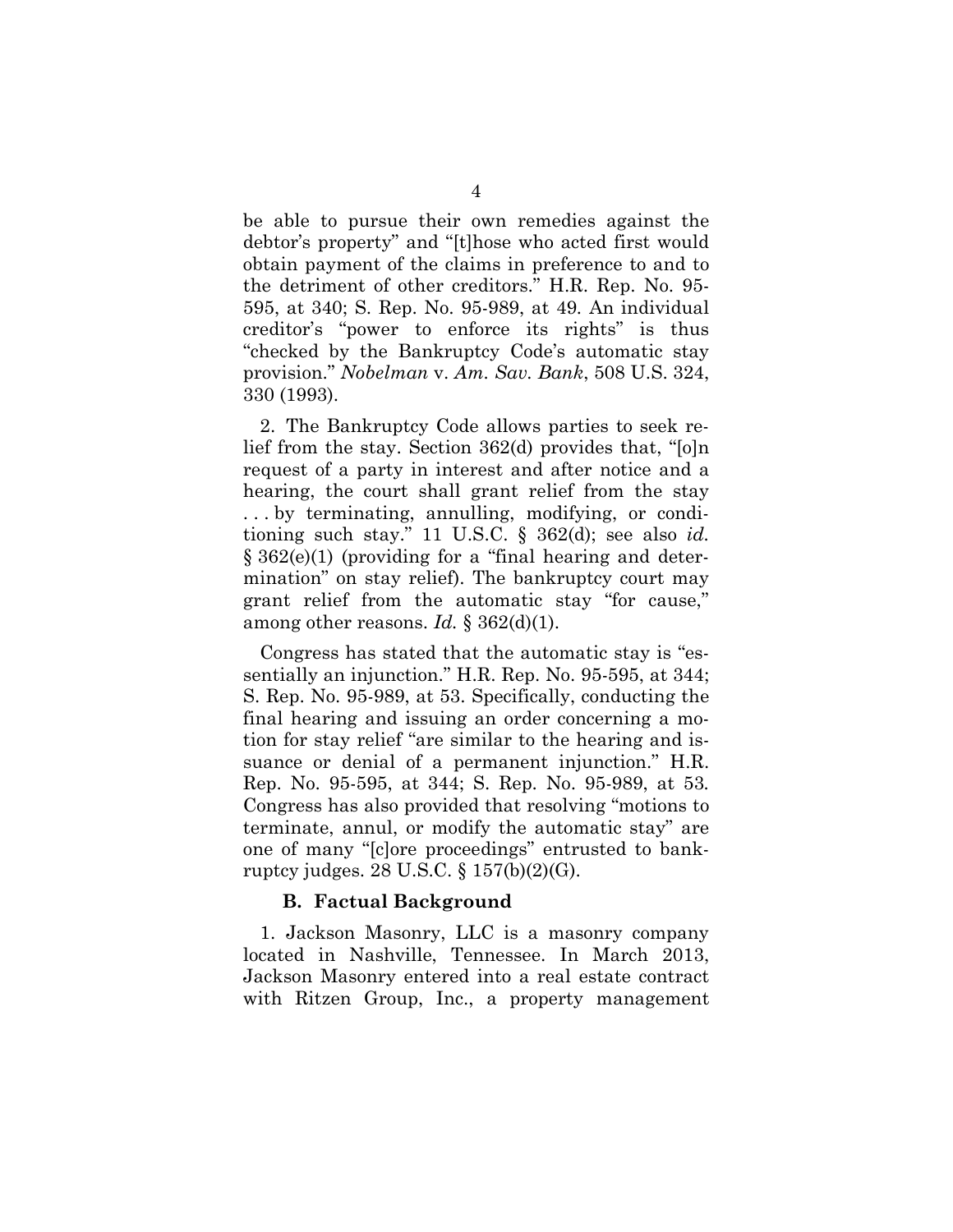be able to pursue their own remedies against the debtor's property" and "[t]hose who acted first would obtain payment of the claims in preference to and to the detriment of other creditors." H.R. Rep. No. 95-595, at 340; S. Rep. No. 95-989, at 49. An individual creditor's "power to enforce its rights" is thus "checked by the Bankruptcy Code's automatic stay provision." *Nobelman* v. *Am. Sav. Bank*, 508 U.S. 324, 330 (1993).

2. The Bankruptcy Code allows parties to seek relief from the stay. Section 362(d) provides that, "[o]n request of a party in interest and after notice and a hearing, the court shall grant relief from the stay . . . by terminating, annulling, modifying, or conditioning such stay." 11 U.S.C. § 362(d); see also *id.* § 362(e)(1) (providing for a "final hearing and determination" on stay relief). The bankruptcy court may grant relief from the automatic stay "for cause," among other reasons. *Id.* § 362(d)(1).

Congress has stated that the automatic stay is "essentially an injunction." H.R. Rep. No. 95-595, at 344; S. Rep. No. 95-989, at 53. Specifically, conducting the final hearing and issuing an order concerning a motion for stay relief "are similar to the hearing and issuance or denial of a permanent injunction." H.R. Rep. No. 95-595, at 344; S. Rep. No. 95-989, at 53. Congress has also provided that resolving "motions to terminate, annul, or modify the automatic stay" are one of many "[c]ore proceedings" entrusted to bankruptcy judges. 28 U.S.C. § 157(b)(2)(G).

### B. Factual Background

1. Jackson Masonry, LLC is a masonry company located in Nashville, Tennessee. In March 2013, Jackson Masonry entered into a real estate contract with Ritzen Group, Inc., a property management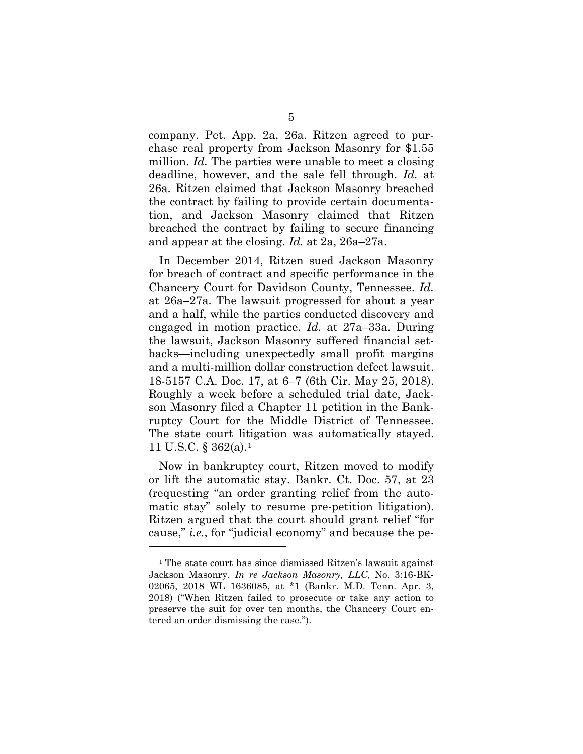company. Pet. App. 2a, 26a. Ritzen agreed to purchase real property from Jackson Masonry for $1.55 million. *Id.* The parties were unable to meet a closing deadline, however, and the sale fell through. *Id.* at 26a. Ritzen claimed that Jackson Masonry breached the contract by failing to provide certain documentation, and Jackson Masonry claimed that Ritzen breached the contract by failing to secure financing and appear at the closing. *Id.* at 2a, 26a–27a.

In December 2014, Ritzen sued Jackson Masonry for breach of contract and specific performance in the Chancery Court for Davidson County, Tennessee. *Id.* at 26a–27a. The lawsuit progressed for about a year and a half, while the parties conducted discovery and engaged in motion practice. *Id.* at 27a–33a. During the lawsuit, Jackson Masonry suffered financial setbacks—including unexpectedly small profit margins and a multi-million dollar construction defect lawsuit. 18-5157 C.A. Doc. 17, at 6–7 (6th Cir. May 25, 2018). Roughly a week before a scheduled trial date, Jackson Masonry filed a Chapter 11 petition in the Bankruptcy Court for the Middle District of Tennessee. The state court litigation was automatically stayed. 11 U.S.C. § 362(a).[1]

Now in bankruptcy court, Ritzen moved to modify or lift the automatic stay. Bankr. Ct. Doc. 57, at 23 (requesting "an order granting relief from the automatic stay" solely to resume pre-petition litigation). Ritzen argued that the court should grant relief "for cause," *i.e.*, for "judicial economy" and because the pe-

---

[1] The state court has since dismissed Ritzen's lawsuit against Jackson Masonry. *In re Jackson Masonry, LLC*, No. 3:16-BK-02065, 2018 WL 1636085, at *1 (Bankr. M.D. Tenn. Apr. 3, 2018) ("When Ritzen failed to prosecute or take any action to preserve the suit for over ten months, the Chancery Court entered an order dismissing the case.").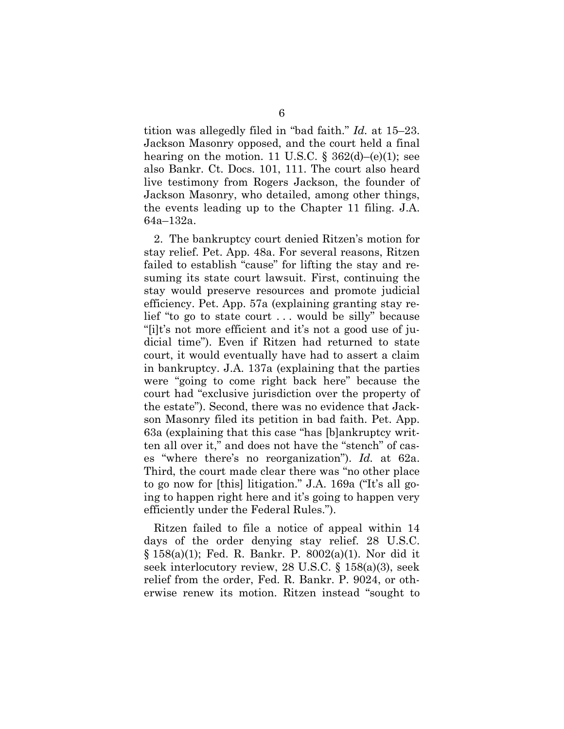tition was allegedly filed in "bad faith." *Id.* at 15–23. Jackson Masonry opposed, and the court held a final hearing on the motion. 11 U.S.C. § 362(d)–(e)(1); see also Bankr. Ct. Docs. 101, 111. The court also heard live testimony from Rogers Jackson, the founder of Jackson Masonry, who detailed, among other things, the events leading up to the Chapter 11 filing. J.A. 64a–132a.

2. The bankruptcy court denied Ritzen's motion for stay relief. Pet. App. 48a. For several reasons, Ritzen failed to establish "cause" for lifting the stay and resuming its state court lawsuit. First, continuing the stay would preserve resources and promote judicial efficiency. Pet. App. 57a (explaining granting stay relief "to go to state court . . . would be silly" because "[i]t's not more efficient and it's not a good use of judicial time"). Even if Ritzen had returned to state court, it would eventually have had to assert a claim in bankruptcy. J.A. 137a (explaining that the parties were "going to come right back here" because the court had "exclusive jurisdiction over the property of the estate"). Second, there was no evidence that Jackson Masonry filed its petition in bad faith. Pet. App. 63a (explaining that this case "has [b]ankruptcy written all over it," and does not have the "stench" of cases "where there's no reorganization"). *Id.* at 62a. Third, the court made clear there was "no other place to go now for [this] litigation." J.A. 169a ("It's all going to happen right here and it's going to happen very efficiently under the Federal Rules.").

Ritzen failed to file a notice of appeal within 14 days of the order denying stay relief. 28 U.S.C. § 158(a)(1); Fed. R. Bankr. P. 8002(a)(1). Nor did it seek interlocutory review, 28 U.S.C. § 158(a)(3), seek relief from the order, Fed. R. Bankr. P. 9024, or otherwise renew its motion. Ritzen instead "sought to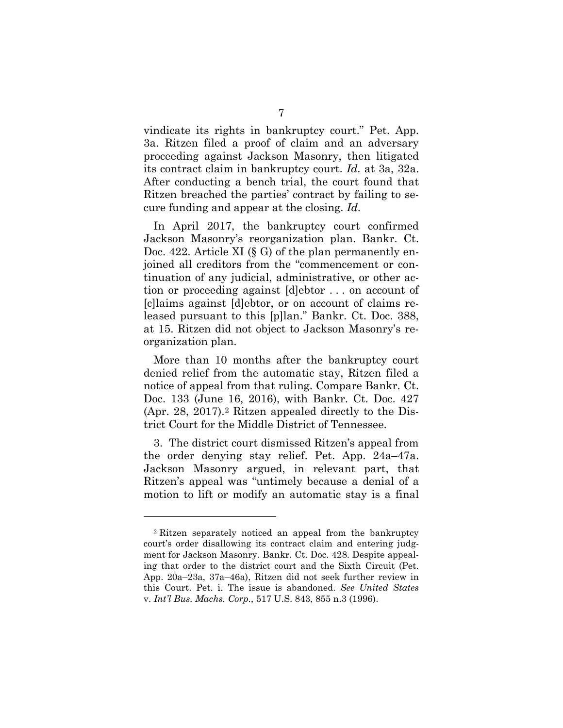vindicate its rights in bankruptcy court." Pet. App. 3a. Ritzen filed a proof of claim and an adversary proceeding against Jackson Masonry, then litigated its contract claim in bankruptcy court. *Id.* at 3a, 32a. After conducting a bench trial, the court found that Ritzen breached the parties' contract by failing to secure funding and appear at the closing. *Id.*

In April 2017, the bankruptcy court confirmed Jackson Masonry's reorganization plan. Bankr. Ct. Doc. 422. Article XI (§ G) of the plan permanently enjoined all creditors from the "commencement or continuation of any judicial, administrative, or other action or proceeding against [d]ebtor . . . on account of [c]laims against [d]ebtor, or on account of claims released pursuant to this [p]lan." Bankr. Ct. Doc. 388, at 15. Ritzen did not object to Jackson Masonry's reorganization plan.

More than 10 months after the bankruptcy court denied relief from the automatic stay, Ritzen filed a notice of appeal from that ruling. Compare Bankr. Ct. Doc. 133 (June 16, 2016), with Bankr. Ct. Doc. 427 (Apr. 28, 2017).[2] Ritzen appealed directly to the District Court for the Middle District of Tennessee.

3. The district court dismissed Ritzen's appeal from the order denying stay relief. Pet. App. 24a–47a. Jackson Masonry argued, in relevant part, that Ritzen's appeal was "untimely because a denial of a motion to lift or modify an automatic stay is a final

---

[2] Ritzen separately noticed an appeal from the bankruptcy court's order disallowing its contract claim and entering judgment for Jackson Masonry. Bankr. Ct. Doc. 428. Despite appealing that order to the district court and the Sixth Circuit (Pet. App. 20a–23a, 37a–46a), Ritzen did not seek further review in this Court. Pet. i. The issue is abandoned. *See United States* v. *Int'l Bus. Machs. Corp.*, 517 U.S. 843, 855 n.3 (1996).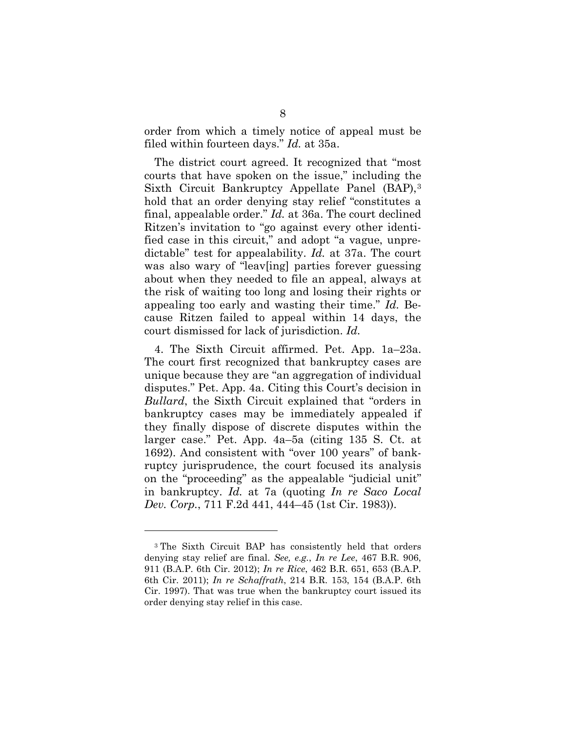order from which a timely notice of appeal must be filed within fourteen days." *Id.* at 35a.

The district court agreed. It recognized that "most courts that have spoken on the issue," including the Sixth Circuit Bankruptcy Appellate Panel (BAP),[3] hold that an order denying stay relief "constitutes a final, appealable order." *Id.* at 36a. The court declined Ritzen's invitation to "go against every other identified case in this circuit," and adopt "a vague, unpredictable" test for appealability. *Id.* at 37a. The court was also wary of "leav[ing] parties forever guessing about when they needed to file an appeal, always at the risk of waiting too long and losing their rights or appealing too early and wasting their time." *Id.* Because Ritzen failed to appeal within 14 days, the court dismissed for lack of jurisdiction. *Id.*

4. The Sixth Circuit affirmed. Pet. App. 1a–23a. The court first recognized that bankruptcy cases are unique because they are "an aggregation of individual disputes." Pet. App. 4a. Citing this Court's decision in *Bullard*, the Sixth Circuit explained that "orders in bankruptcy cases may be immediately appealed if they finally dispose of discrete disputes within the larger case." Pet. App. 4a–5a (citing 135 S. Ct. at 1692). And consistent with "over 100 years" of bankruptcy jurisprudence, the court focused its analysis on the "proceeding" as the appealable "judicial unit" in bankruptcy. *Id.* at 7a (quoting *In re Saco Local Dev. Corp.*, 711 F.2d 441, 444–45 (1st Cir. 1983)).

---

[3] The Sixth Circuit BAP has consistently held that orders denying stay relief are final. *See, e.g.*, *In re Lee*, 467 B.R. 906, 911 (B.A.P. 6th Cir. 2012); *In re Rice*, 462 B.R. 651, 653 (B.A.P. 6th Cir. 2011); *In re Schaffrath*, 214 B.R. 153, 154 (B.A.P. 6th Cir. 1997). That was true when the bankruptcy court issued its order denying stay relief in this case.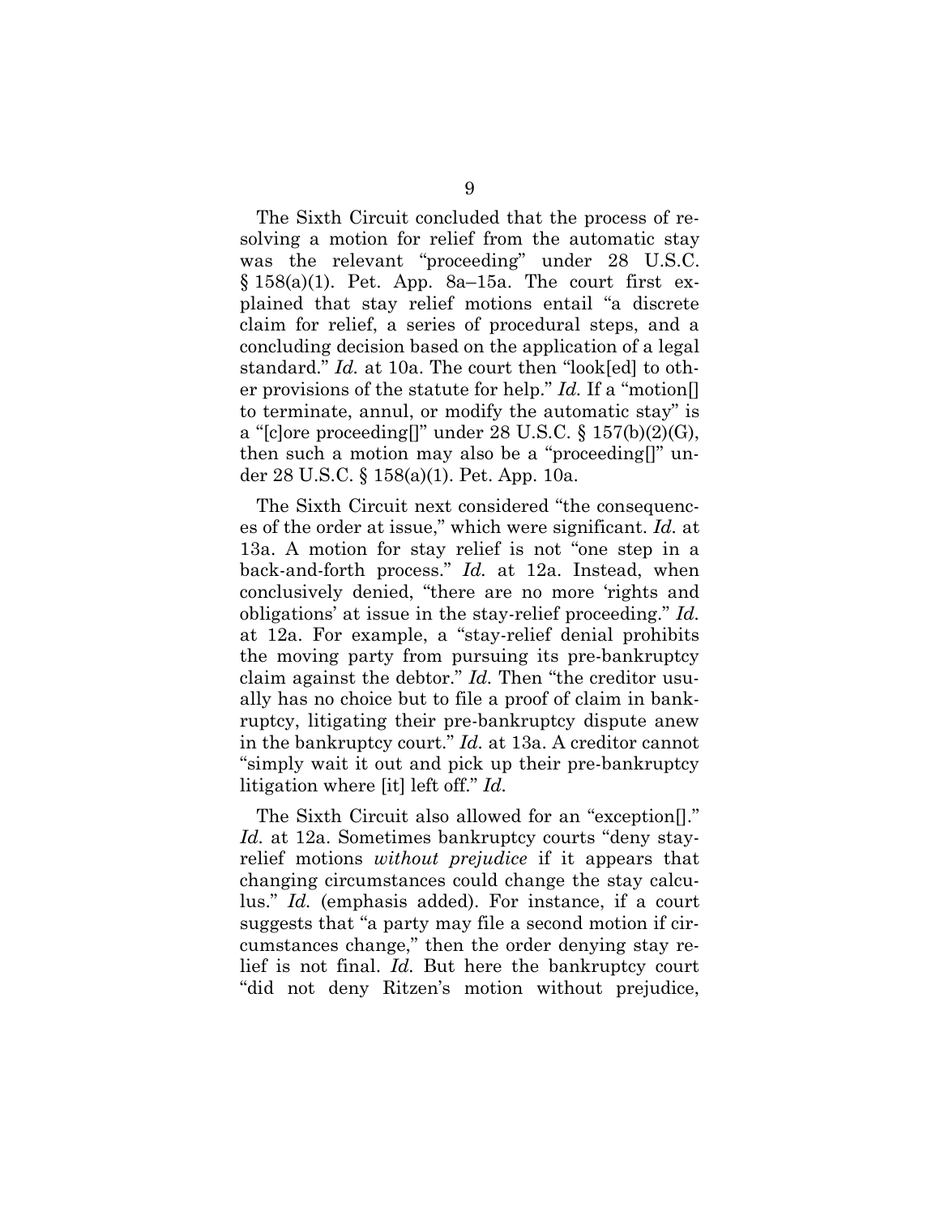The Sixth Circuit concluded that the process of resolving a motion for relief from the automatic stay was the relevant "proceeding" under 28 U.S.C. § 158(a)(1). Pet. App. 8a–15a. The court first explained that stay relief motions entail "a discrete claim for relief, a series of procedural steps, and a concluding decision based on the application of a legal standard." *Id.* at 10a. The court then "look[ed] to other provisions of the statute for help." *Id.* If a "motion[] to terminate, annul, or modify the automatic stay" is a "[c]ore proceeding[]" under 28 U.S.C. § 157(b)(2)(G), then such a motion may also be a "proceeding[]" under 28 U.S.C. § 158(a)(1). Pet. App. 10a.

The Sixth Circuit next considered "the consequences of the order at issue," which were significant. *Id.* at 13a. A motion for stay relief is not "one step in a back-and-forth process." *Id.* at 12a. Instead, when conclusively denied, "there are no more 'rights and obligations' at issue in the stay-relief proceeding." *Id.* at 12a. For example, a "stay-relief denial prohibits the moving party from pursuing its pre-bankruptcy claim against the debtor." *Id.* Then "the creditor usually has no choice but to file a proof of claim in bankruptcy, litigating their pre-bankruptcy dispute anew in the bankruptcy court." *Id.* at 13a. A creditor cannot "simply wait it out and pick up their pre-bankruptcy litigation where [it] left off." *Id.*

The Sixth Circuit also allowed for an "exception[]." *Id.* at 12a. Sometimes bankruptcy courts "deny stay-relief motions *without prejudice* if it appears that changing circumstances could change the stay calculus." *Id.* (emphasis added). For instance, if a court suggests that "a party may file a second motion if circumstances change," then the order denying stay relief is not final. *Id.* But here the bankruptcy court "did not deny Ritzen's motion without prejudice,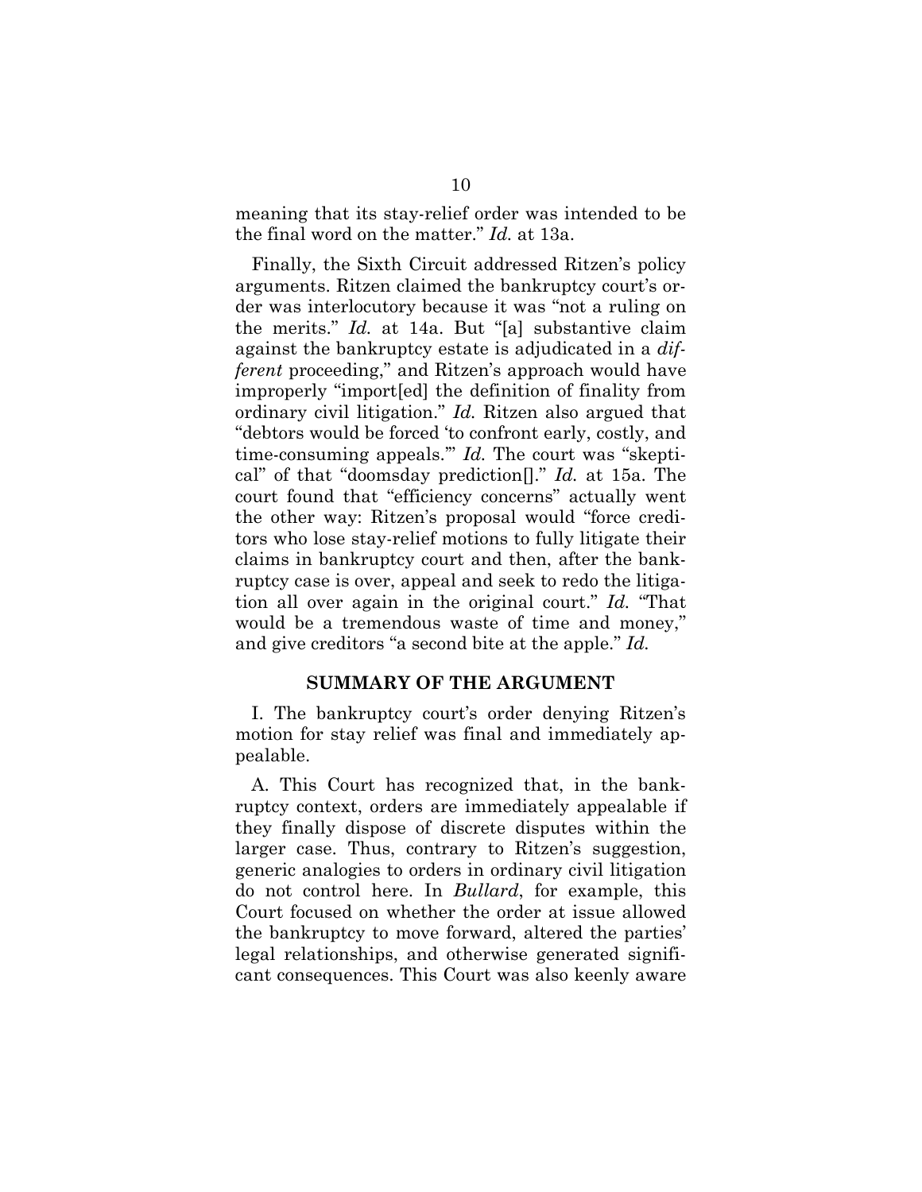meaning that its stay-relief order was intended to be the final word on the matter." *Id.* at 13a.

Finally, the Sixth Circuit addressed Ritzen's policy arguments. Ritzen claimed the bankruptcy court's order was interlocutory because it was "not a ruling on the merits." *Id.* at 14a. But "[a] substantive claim against the bankruptcy estate is adjudicated in a *different* proceeding," and Ritzen's approach would have improperly "import[ed] the definition of finality from ordinary civil litigation." *Id.* Ritzen also argued that "debtors would be forced 'to confront early, costly, and time-consuming appeals.'" *Id.* The court was "skeptical" of that "doomsday prediction[]." *Id.* at 15a. The court found that "efficiency concerns" actually went the other way: Ritzen's proposal would "force creditors who lose stay-relief motions to fully litigate their claims in bankruptcy court and then, after the bankruptcy case is over, appeal and seek to redo the litigation all over again in the original court." *Id.* "That would be a tremendous waste of time and money," and give creditors "a second bite at the apple." *Id.*

## SUMMARY OF THE ARGUMENT

I. The bankruptcy court's order denying Ritzen's motion for stay relief was final and immediately appealable.

A. This Court has recognized that, in the bankruptcy context, orders are immediately appealable if they finally dispose of discrete disputes within the larger case. Thus, contrary to Ritzen's suggestion, generic analogies to orders in ordinary civil litigation do not control here. In *Bullard*, for example, this Court focused on whether the order at issue allowed the bankruptcy to move forward, altered the parties' legal relationships, and otherwise generated significant consequences. This Court was also keenly aware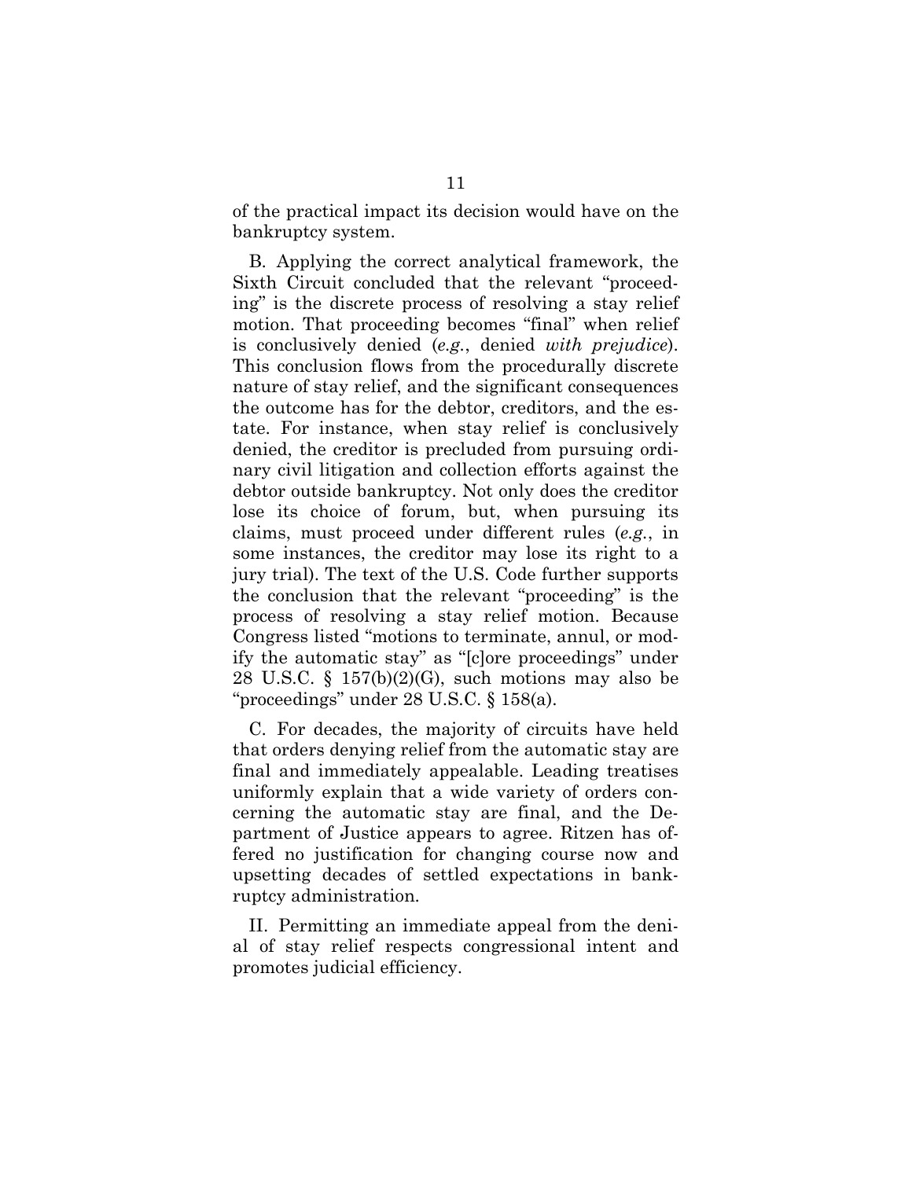of the practical impact its decision would have on the bankruptcy system.

B. Applying the correct analytical framework, the Sixth Circuit concluded that the relevant "proceeding" is the discrete process of resolving a stay relief motion. That proceeding becomes "final" when relief is conclusively denied (*e.g.*, denied *with prejudice*). This conclusion flows from the procedurally discrete nature of stay relief, and the significant consequences the outcome has for the debtor, creditors, and the estate. For instance, when stay relief is conclusively denied, the creditor is precluded from pursuing ordinary civil litigation and collection efforts against the debtor outside bankruptcy. Not only does the creditor lose its choice of forum, but, when pursuing its claims, must proceed under different rules (*e.g.*, in some instances, the creditor may lose its right to a jury trial). The text of the U.S. Code further supports the conclusion that the relevant "proceeding" is the process of resolving a stay relief motion. Because Congress listed "motions to terminate, annul, or modify the automatic stay" as "[c]ore proceedings" under 28 U.S.C. § 157(b)(2)(G), such motions may also be "proceedings" under 28 U.S.C. § 158(a).

C. For decades, the majority of circuits have held that orders denying relief from the automatic stay are final and immediately appealable. Leading treatises uniformly explain that a wide variety of orders concerning the automatic stay are final, and the Department of Justice appears to agree. Ritzen has offered no justification for changing course now and upsetting decades of settled expectations in bankruptcy administration.

II. Permitting an immediate appeal from the denial of stay relief respects congressional intent and promotes judicial efficiency.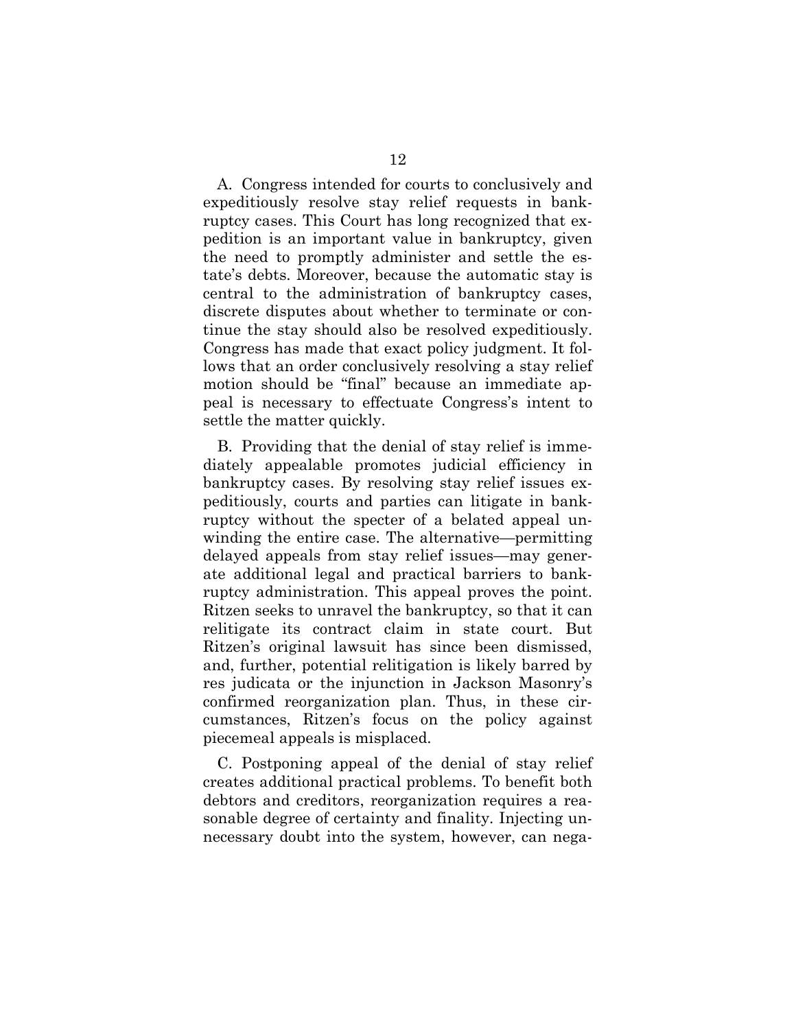A. Congress intended for courts to conclusively and expeditiously resolve stay relief requests in bankruptcy cases. This Court has long recognized that expedition is an important value in bankruptcy, given the need to promptly administer and settle the estate's debts. Moreover, because the automatic stay is central to the administration of bankruptcy cases, discrete disputes about whether to terminate or continue the stay should also be resolved expeditiously. Congress has made that exact policy judgment. It follows that an order conclusively resolving a stay relief motion should be "final" because an immediate appeal is necessary to effectuate Congress's intent to settle the matter quickly.

B. Providing that the denial of stay relief is immediately appealable promotes judicial efficiency in bankruptcy cases. By resolving stay relief issues expeditiously, courts and parties can litigate in bankruptcy without the specter of a belated appeal unwinding the entire case. The alternative—permitting delayed appeals from stay relief issues—may generate additional legal and practical barriers to bankruptcy administration. This appeal proves the point. Ritzen seeks to unravel the bankruptcy, so that it can relitigate its contract claim in state court. But Ritzen's original lawsuit has since been dismissed, and, further, potential relitigation is likely barred by res judicata or the injunction in Jackson Masonry's confirmed reorganization plan. Thus, in these circumstances, Ritzen's focus on the policy against piecemeal appeals is misplaced.

C. Postponing appeal of the denial of stay relief creates additional practical problems. To benefit both debtors and creditors, reorganization requires a reasonable degree of certainty and finality. Injecting unnecessary doubt into the system, however, can nega-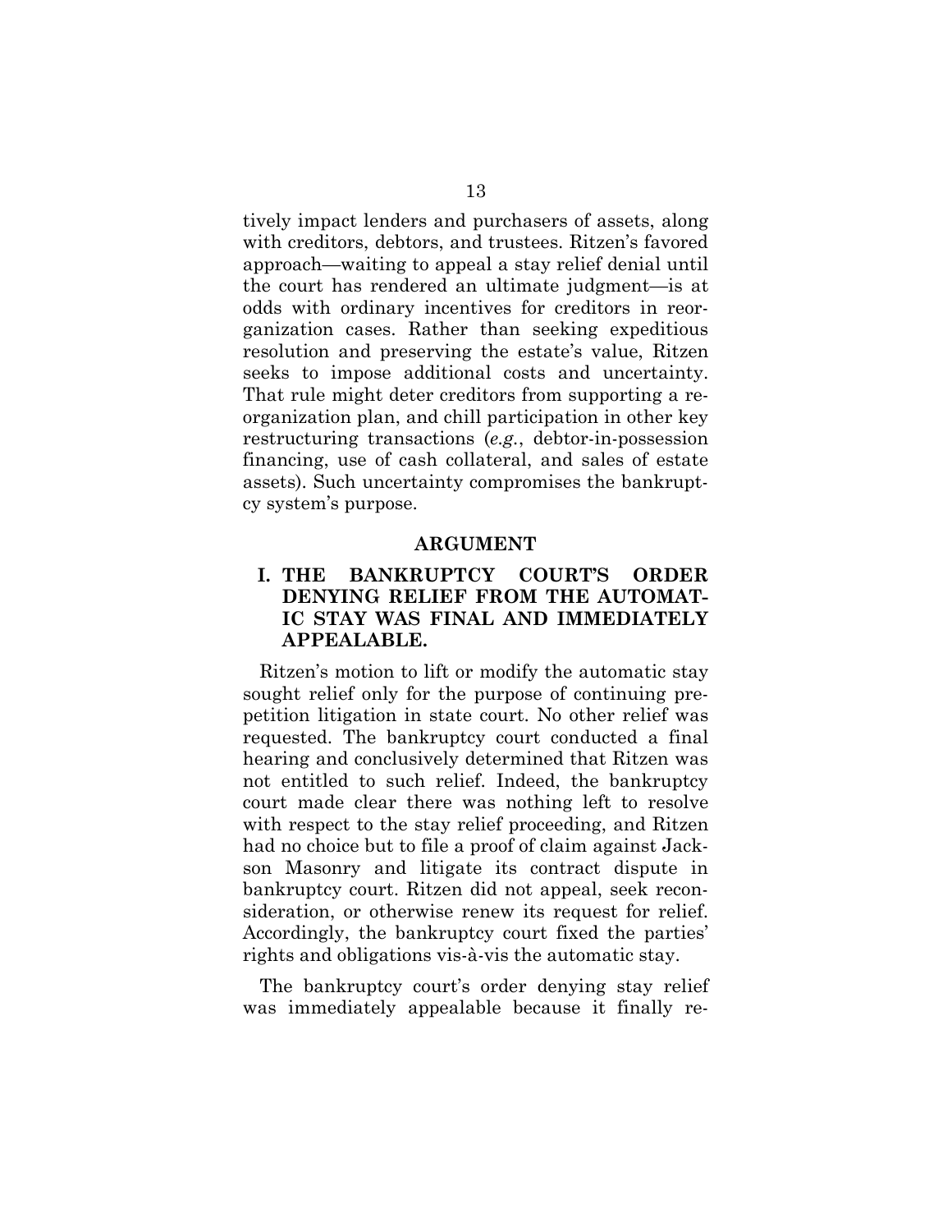tively impact lenders and purchasers of assets, along with creditors, debtors, and trustees. Ritzen's favored approach—waiting to appeal a stay relief denial until the court has rendered an ultimate judgment—is at odds with ordinary incentives for creditors in reorganization cases. Rather than seeking expeditious resolution and preserving the estate's value, Ritzen seeks to impose additional costs and uncertainty. That rule might deter creditors from supporting a reorganization plan, and chill participation in other key restructuring transactions (*e.g.*, debtor-in-possession financing, use of cash collateral, and sales of estate assets). Such uncertainty compromises the bankruptcy system's purpose.

## ARGUMENT

### I. THE BANKRUPTCY COURT'S ORDER DENYING RELIEF FROM THE AUTOMATIC STAY WAS FINAL AND IMMEDIATELY APPEALABLE.

Ritzen's motion to lift or modify the automatic stay sought relief only for the purpose of continuing prepetition litigation in state court. No other relief was requested. The bankruptcy court conducted a final hearing and conclusively determined that Ritzen was not entitled to such relief. Indeed, the bankruptcy court made clear there was nothing left to resolve with respect to the stay relief proceeding, and Ritzen had no choice but to file a proof of claim against Jackson Masonry and litigate its contract dispute in bankruptcy court. Ritzen did not appeal, seek reconsideration, or otherwise renew its request for relief. Accordingly, the bankruptcy court fixed the parties' rights and obligations vis-à-vis the automatic stay.

The bankruptcy court's order denying stay relief was immediately appealable because it finally re-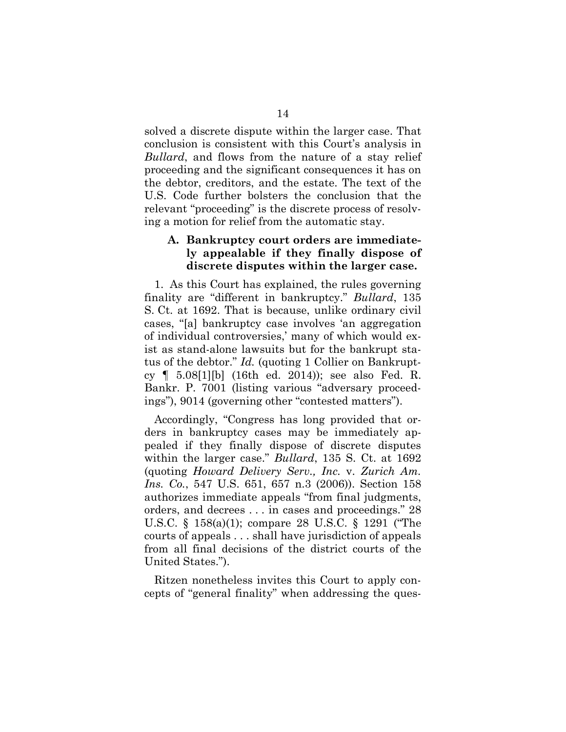solved a discrete dispute within the larger case. That conclusion is consistent with this Court's analysis in *Bullard*, and flows from the nature of a stay relief proceeding and the significant consequences it has on the debtor, creditors, and the estate. The text of the U.S. Code further bolsters the conclusion that the relevant "proceeding" is the discrete process of resolving a motion for relief from the automatic stay.

### A. Bankruptcy court orders are immediately appealable if they finally dispose of discrete disputes within the larger case.

1. As this Court has explained, the rules governing finality are "different in bankruptcy." *Bullard*, 135 S. Ct. at 1692. That is because, unlike ordinary civil cases, "[a] bankruptcy case involves 'an aggregation of individual controversies,' many of which would exist as stand-alone lawsuits but for the bankrupt status of the debtor." *Id.* (quoting 1 Collier on Bankruptcy ¶ 5.08[1][b] (16th ed. 2014)); see also Fed. R. Bankr. P. 7001 (listing various "adversary proceedings"), 9014 (governing other "contested matters").

Accordingly, "Congress has long provided that orders in bankruptcy cases may be immediately appealed if they finally dispose of discrete disputes within the larger case." *Bullard*, 135 S. Ct. at 1692 (quoting *Howard Delivery Serv., Inc.* v. *Zurich Am. Ins. Co.*, 547 U.S. 651, 657 n.3 (2006)). Section 158 authorizes immediate appeals "from final judgments, orders, and decrees . . . in cases and proceedings." 28 U.S.C. § 158(a)(1); compare 28 U.S.C. § 1291 ("The courts of appeals . . . shall have jurisdiction of appeals from all final decisions of the district courts of the United States.").

Ritzen nonetheless invites this Court to apply concepts of "general finality" when addressing the ques-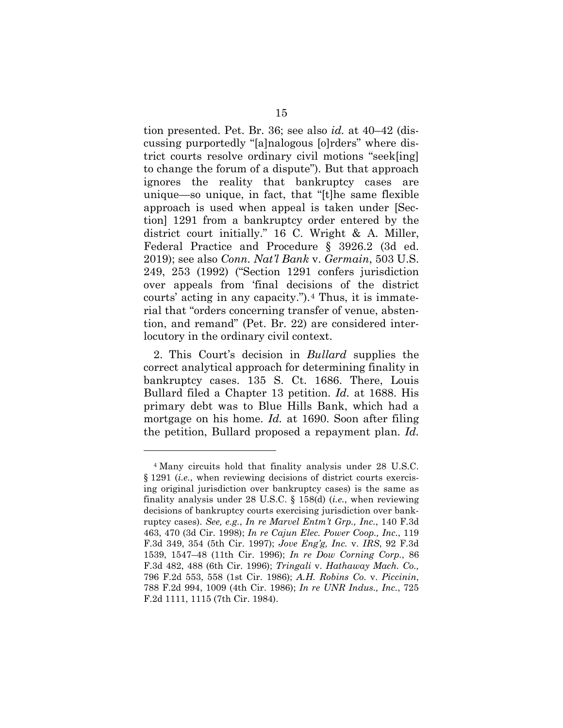tion presented. Pet. Br. 36; see also *id.* at 40–42 (discussing purportedly "[a]nalogous [o]rders" where district courts resolve ordinary civil motions "seek[ing] to change the forum of a dispute"). But that approach ignores the reality that bankruptcy cases are unique—so unique, in fact, that "[t]he same flexible approach is used when appeal is taken under [Section] 1291 from a bankruptcy order entered by the district court initially." 16 C. Wright & A. Miller, Federal Practice and Procedure § 3926.2 (3d ed. 2019); see also *Conn. Nat'l Bank* v. *Germain*, 503 U.S. 249, 253 (1992) ("Section 1291 confers jurisdiction over appeals from 'final decisions of the district courts' acting in any capacity.").[4] Thus, it is immaterial that "orders concerning transfer of venue, abstention, and remand" (Pet. Br. 22) are considered interlocutory in the ordinary civil context.

2. This Court's decision in *Bullard* supplies the correct analytical approach for determining finality in bankruptcy cases. 135 S. Ct. 1686. There, Louis Bullard filed a Chapter 13 petition. *Id.* at 1688. His primary debt was to Blue Hills Bank, which had a mortgage on his home. *Id.* at 1690. Soon after filing the petition, Bullard proposed a repayment plan. *Id.*

---

[4] Many circuits hold that finality analysis under 28 U.S.C. § 1291 (*i.e.*, when reviewing decisions of district courts exercising original jurisdiction over bankruptcy cases) is the same as finality analysis under 28 U.S.C. § 158(d) (*i.e.*, when reviewing decisions of bankruptcy courts exercising jurisdiction over bankruptcy cases). *See, e.g.*, *In re Marvel Entm't Grp., Inc.*, 140 F.3d 463, 470 (3d Cir. 1998); *In re Cajun Elec. Power Coop., Inc.*, 119 F.3d 349, 354 (5th Cir. 1997); *Jove Eng'g, Inc.* v. *IRS*, 92 F.3d 1539, 1547–48 (11th Cir. 1996); *In re Dow Corning Corp.*, 86 F.3d 482, 488 (6th Cir. 1996); *Tringali* v. *Hathaway Mach. Co.,* 796 F.2d 553, 558 (1st Cir. 1986); *A.H. Robins Co.* v. *Piccinin*, 788 F.2d 994, 1009 (4th Cir. 1986); *In re UNR Indus., Inc.*, 725 F.2d 1111, 1115 (7th Cir. 1984).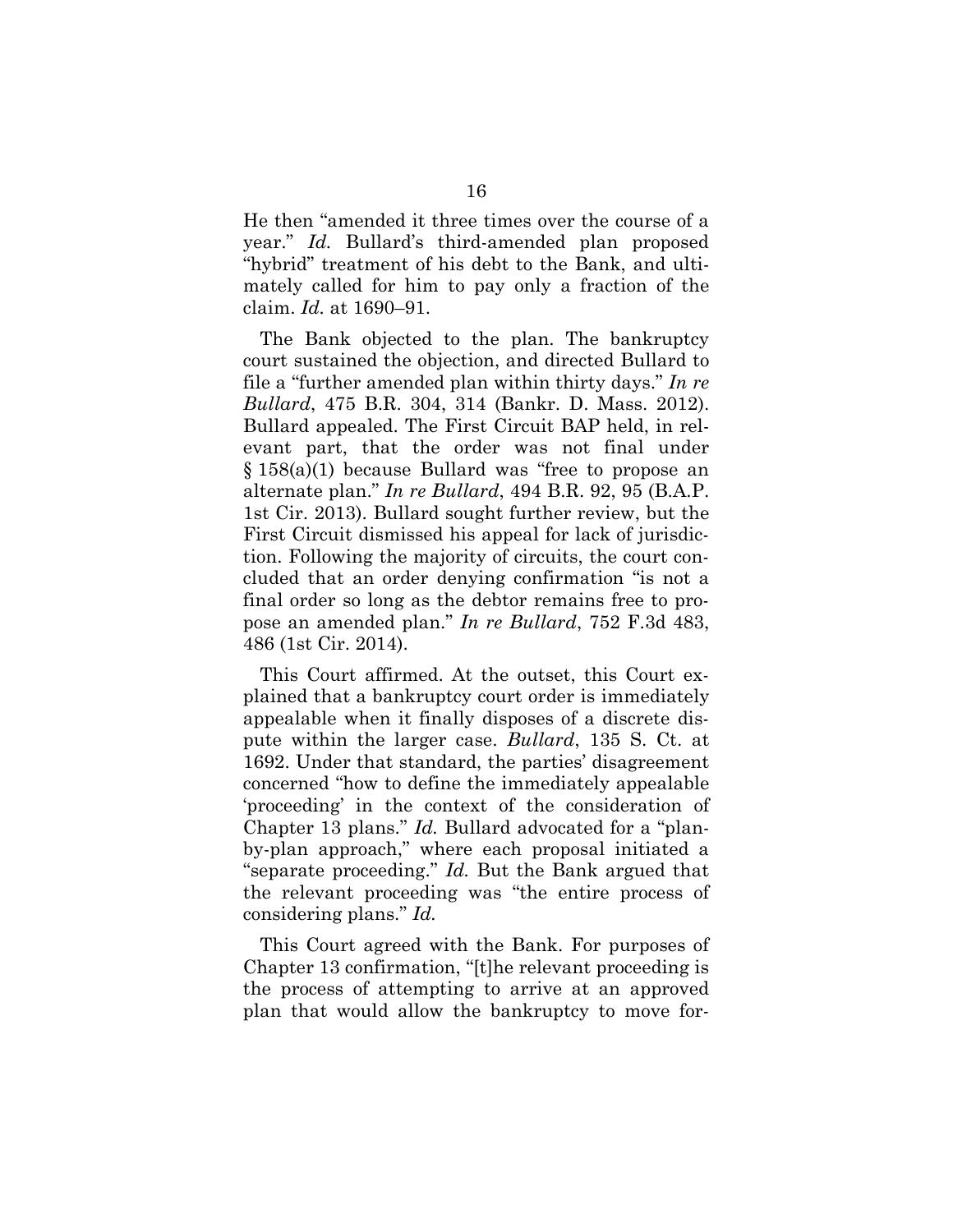He then "amended it three times over the course of a year." *Id.* Bullard's third-amended plan proposed "hybrid" treatment of his debt to the Bank, and ultimately called for him to pay only a fraction of the claim. *Id.* at 1690–91.

The Bank objected to the plan. The bankruptcy court sustained the objection, and directed Bullard to file a "further amended plan within thirty days." *In re Bullard*, 475 B.R. 304, 314 (Bankr. D. Mass. 2012). Bullard appealed. The First Circuit BAP held, in relevant part, that the order was not final under § 158(a)(1) because Bullard was "free to propose an alternate plan." *In re Bullard*, 494 B.R. 92, 95 (B.A.P. 1st Cir. 2013). Bullard sought further review, but the First Circuit dismissed his appeal for lack of jurisdiction. Following the majority of circuits, the court concluded that an order denying confirmation "is not a final order so long as the debtor remains free to propose an amended plan." *In re Bullard*, 752 F.3d 483, 486 (1st Cir. 2014).

This Court affirmed. At the outset, this Court explained that a bankruptcy court order is immediately appealable when it finally disposes of a discrete dispute within the larger case. *Bullard*, 135 S. Ct. at 1692. Under that standard, the parties' disagreement concerned "how to define the immediately appealable 'proceeding' in the context of the consideration of Chapter 13 plans." *Id.* Bullard advocated for a "plan-by-plan approach," where each proposal initiated a "separate proceeding." *Id.* But the Bank argued that the relevant proceeding was "the entire process of considering plans." *Id.*

This Court agreed with the Bank. For purposes of Chapter 13 confirmation, "[t]he relevant proceeding is the process of attempting to arrive at an approved plan that would allow the bankruptcy to move for-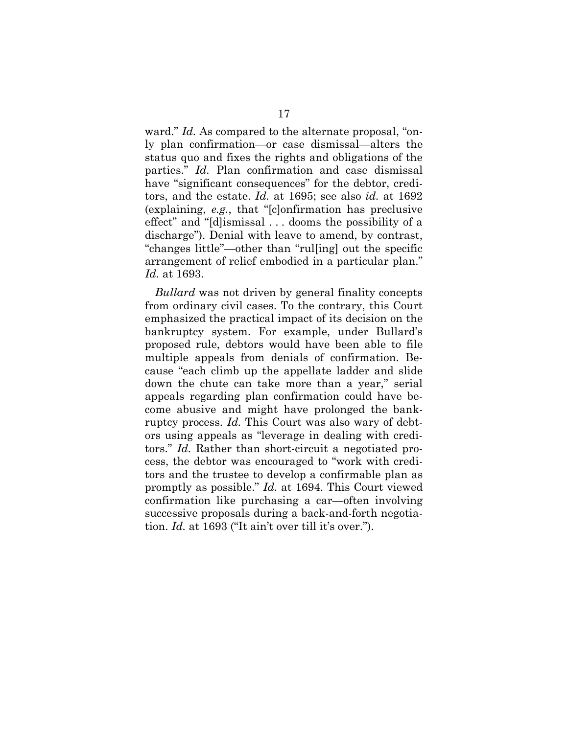ward." *Id.* As compared to the alternate proposal, "only plan confirmation—or case dismissal—alters the status quo and fixes the rights and obligations of the parties." *Id.* Plan confirmation and case dismissal have "significant consequences" for the debtor, creditors, and the estate. *Id.* at 1695; see also *id.* at 1692 (explaining, *e.g.*, that "[c]onfirmation has preclusive effect" and "[d]ismissal . . . dooms the possibility of a discharge"). Denial with leave to amend, by contrast, "changes little"—other than "rul[ing] out the specific arrangement of relief embodied in a particular plan." *Id.* at 1693.

*Bullard* was not driven by general finality concepts from ordinary civil cases. To the contrary, this Court emphasized the practical impact of its decision on the bankruptcy system. For example, under Bullard's proposed rule, debtors would have been able to file multiple appeals from denials of confirmation. Because "each climb up the appellate ladder and slide down the chute can take more than a year," serial appeals regarding plan confirmation could have become abusive and might have prolonged the bankruptcy process. *Id.* This Court was also wary of debtors using appeals as "leverage in dealing with creditors." *Id.* Rather than short-circuit a negotiated process, the debtor was encouraged to "work with creditors and the trustee to develop a confirmable plan as promptly as possible." *Id.* at 1694. This Court viewed confirmation like purchasing a car—often involving successive proposals during a back-and-forth negotiation. *Id.* at 1693 ("It ain't over till it's over.").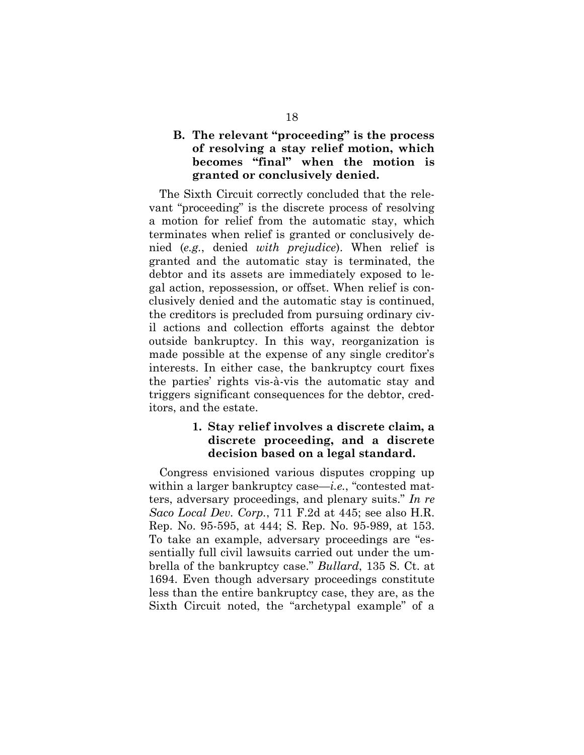### B. The relevant "proceeding" is the process of resolving a stay relief motion, which becomes "final" when the motion is granted or conclusively denied.

The Sixth Circuit correctly concluded that the relevant "proceeding" is the discrete process of resolving a motion for relief from the automatic stay, which terminates when relief is granted or conclusively denied (*e.g.*, denied *with prejudice*). When relief is granted and the automatic stay is terminated, the debtor and its assets are immediately exposed to legal action, repossession, or offset. When relief is conclusively denied and the automatic stay is continued, the creditors is precluded from pursuing ordinary civil actions and collection efforts against the debtor outside bankruptcy. In this way, reorganization is made possible at the expense of any single creditor's interests. In either case, the bankruptcy court fixes the parties' rights vis-à-vis the automatic stay and triggers significant consequences for the debtor, creditors, and the estate.

#### 1. Stay relief involves a discrete claim, a discrete proceeding, and a discrete decision based on a legal standard.

Congress envisioned various disputes cropping up within a larger bankruptcy case—*i.e.*, "contested matters, adversary proceedings, and plenary suits." *In re Saco Local Dev. Corp.*, 711 F.2d at 445; see also H.R. Rep. No. 95-595, at 444; S. Rep. No. 95-989, at 153. To take an example, adversary proceedings are "essentially full civil lawsuits carried out under the umbrella of the bankruptcy case." *Bullard*, 135 S. Ct. at 1694. Even though adversary proceedings constitute less than the entire bankruptcy case, they are, as the Sixth Circuit noted, the "archetypal example" of a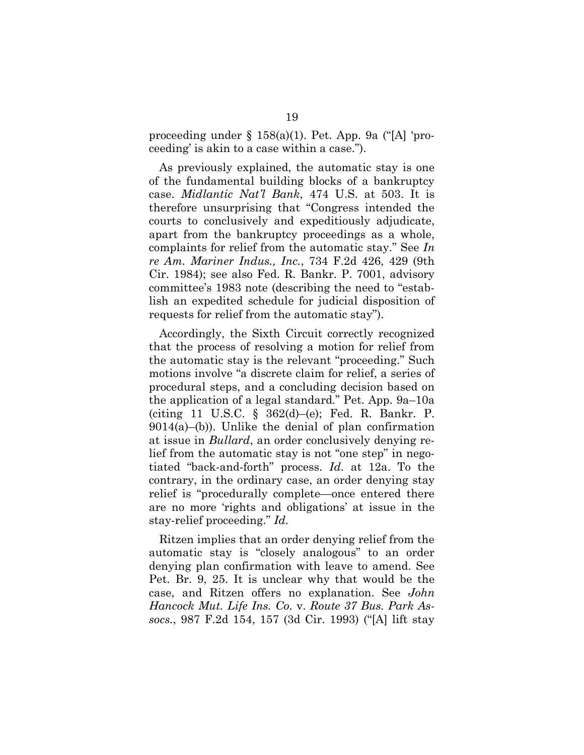proceeding under § 158(a)(1). Pet. App. 9a ("[A] 'proceeding' is akin to a case within a case.").

As previously explained, the automatic stay is one of the fundamental building blocks of a bankruptcy case. *Midlantic Nat'l Bank*, 474 U.S. at 503. It is therefore unsurprising that "Congress intended the courts to conclusively and expeditiously adjudicate, apart from the bankruptcy proceedings as a whole, complaints for relief from the automatic stay." See *In re Am. Mariner Indus., Inc.*, 734 F.2d 426, 429 (9th Cir. 1984); see also Fed. R. Bankr. P. 7001, advisory committee's 1983 note (describing the need to "establish an expedited schedule for judicial disposition of requests for relief from the automatic stay").

Accordingly, the Sixth Circuit correctly recognized that the process of resolving a motion for relief from the automatic stay is the relevant "proceeding." Such motions involve "a discrete claim for relief, a series of procedural steps, and a concluding decision based on the application of a legal standard." Pet. App. 9a–10a (citing 11 U.S.C. § 362(d)–(e); Fed. R. Bankr. P. 9014(a)–(b)). Unlike the denial of plan confirmation at issue in *Bullard*, an order conclusively denying relief from the automatic stay is not "one step" in negotiated "back-and-forth" process. *Id.* at 12a. To the contrary, in the ordinary case, an order denying stay relief is "procedurally complete—once entered there are no more 'rights and obligations' at issue in the stay-relief proceeding." *Id.*

Ritzen implies that an order denying relief from the automatic stay is "closely analogous" to an order denying plan confirmation with leave to amend. See Pet. Br. 9, 25. It is unclear why that would be the case, and Ritzen offers no explanation. See *John Hancock Mut. Life Ins. Co.* v. *Route 37 Bus. Park Assocs.*, 987 F.2d 154, 157 (3d Cir. 1993) ("[A] lift stay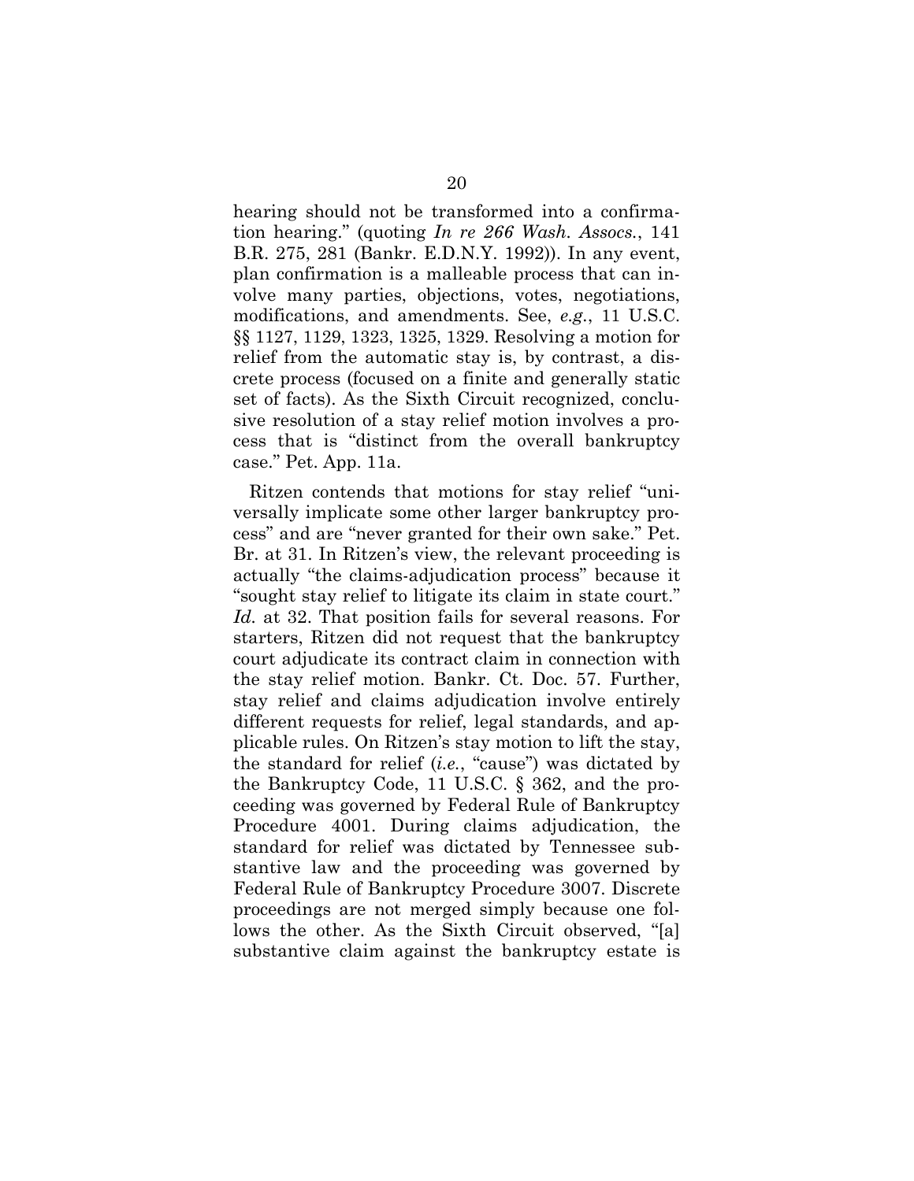hearing should not be transformed into a confirmation hearing." (quoting *In re 266 Wash. Assocs.*, 141 B.R. 275, 281 (Bankr. E.D.N.Y. 1992)). In any event, plan confirmation is a malleable process that can involve many parties, objections, votes, negotiations, modifications, and amendments. See, *e.g.*, 11 U.S.C. §§ 1127, 1129, 1323, 1325, 1329. Resolving a motion for relief from the automatic stay is, by contrast, a discrete process (focused on a finite and generally static set of facts). As the Sixth Circuit recognized, conclusive resolution of a stay relief motion involves a process that is "distinct from the overall bankruptcy case." Pet. App. 11a.

Ritzen contends that motions for stay relief "universally implicate some other larger bankruptcy process" and are "never granted for their own sake." Pet. Br. at 31. In Ritzen's view, the relevant proceeding is actually "the claims-adjudication process" because it "sought stay relief to litigate its claim in state court." *Id.* at 32. That position fails for several reasons. For starters, Ritzen did not request that the bankruptcy court adjudicate its contract claim in connection with the stay relief motion. Bankr. Ct. Doc. 57. Further, stay relief and claims adjudication involve entirely different requests for relief, legal standards, and applicable rules. On Ritzen's stay motion to lift the stay, the standard for relief (*i.e.*, "cause") was dictated by the Bankruptcy Code, 11 U.S.C. § 362, and the proceeding was governed by Federal Rule of Bankruptcy Procedure 4001. During claims adjudication, the standard for relief was dictated by Tennessee substantive law and the proceeding was governed by Federal Rule of Bankruptcy Procedure 3007. Discrete proceedings are not merged simply because one follows the other. As the Sixth Circuit observed, "[a] substantive claim against the bankruptcy estate is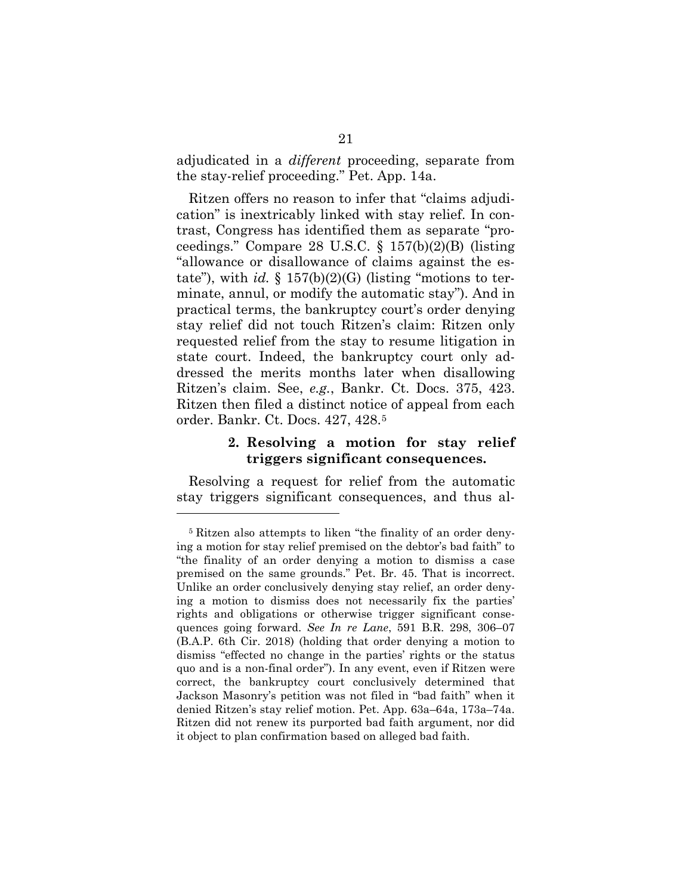adjudicated in a *different* proceeding, separate from the stay-relief proceeding." Pet. App. 14a.

Ritzen offers no reason to infer that "claims adjudication" is inextricably linked with stay relief. In contrast, Congress has identified them as separate "proceedings." Compare 28 U.S.C. § 157(b)(2)(B) (listing "allowance or disallowance of claims against the estate"), with *id.* § 157(b)(2)(G) (listing "motions to terminate, annul, or modify the automatic stay"). And in practical terms, the bankruptcy court's order denying stay relief did not touch Ritzen's claim: Ritzen only requested relief from the stay to resume litigation in state court. Indeed, the bankruptcy court only addressed the merits months later when disallowing Ritzen's claim. See, *e.g.*, Bankr. Ct. Docs. 375, 423. Ritzen then filed a distinct notice of appeal from each order. Bankr. Ct. Docs. 427, 428.[5]

### 2. Resolving a motion for stay relief triggers significant consequences.

Resolving a request for relief from the automatic stay triggers significant consequences, and thus al-

[5] Ritzen also attempts to liken "the finality of an order denying a motion for stay relief premised on the debtor's bad faith" to "the finality of an order denying a motion to dismiss a case premised on the same grounds." Pet. Br. 45. That is incorrect. Unlike an order conclusively denying stay relief, an order denying a motion to dismiss does not necessarily fix the parties' rights and obligations or otherwise trigger significant consequences going forward. *See In re Lane*, 591 B.R. 298, 306–07 (B.A.P. 6th Cir. 2018) (holding that order denying a motion to dismiss "effected no change in the parties' rights or the status quo and is a non-final order"). In any event, even if Ritzen were correct, the bankruptcy court conclusively determined that Jackson Masonry's petition was not filed in "bad faith" when it denied Ritzen's stay relief motion. Pet. App. 63a–64a, 173a–74a. Ritzen did not renew its purported bad faith argument, nor did it object to plan confirmation based on alleged bad faith.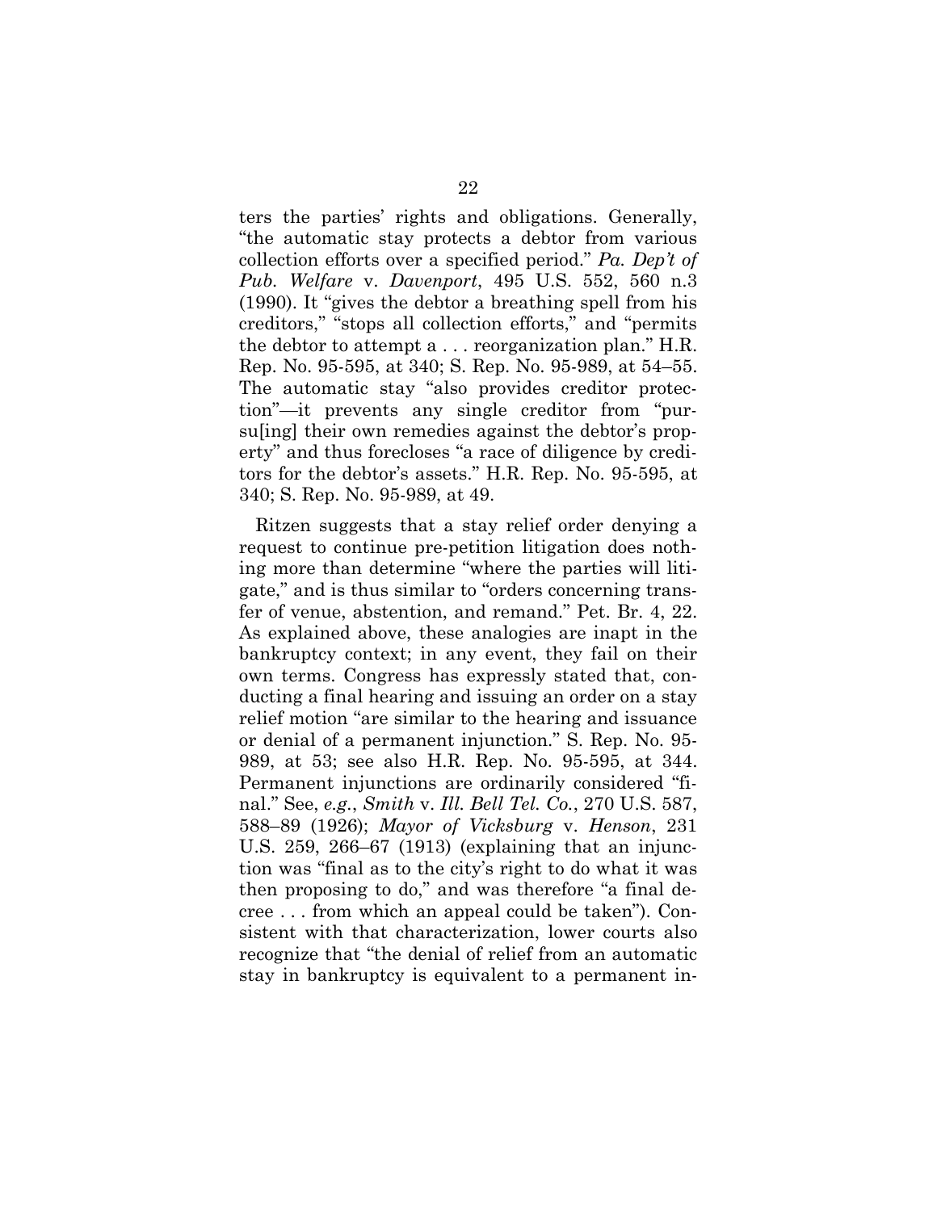ters the parties' rights and obligations. Generally, "the automatic stay protects a debtor from various collection efforts over a specified period." *Pa. Dep't of Pub. Welfare* v. *Davenport*, 495 U.S. 552, 560 n.3 (1990). It "gives the debtor a breathing spell from his creditors," "stops all collection efforts," and "permits the debtor to attempt a . . . reorganization plan." H.R. Rep. No. 95-595, at 340; S. Rep. No. 95-989, at 54–55. The automatic stay "also provides creditor protection"—it prevents any single creditor from "pursu[ing] their own remedies against the debtor's property" and thus forecloses "a race of diligence by creditors for the debtor's assets." H.R. Rep. No. 95-595, at 340; S. Rep. No. 95-989, at 49.

Ritzen suggests that a stay relief order denying a request to continue pre-petition litigation does nothing more than determine "where the parties will litigate," and is thus similar to "orders concerning transfer of venue, abstention, and remand." Pet. Br. 4, 22. As explained above, these analogies are inapt in the bankruptcy context; in any event, they fail on their own terms. Congress has expressly stated that, conducting a final hearing and issuing an order on a stay relief motion "are similar to the hearing and issuance or denial of a permanent injunction." S. Rep. No. 95-989, at 53; see also H.R. Rep. No. 95-595, at 344. Permanent injunctions are ordinarily considered "final." See, *e.g.*, *Smith* v. *Ill. Bell Tel. Co.*, 270 U.S. 587, 588–89 (1926); *Mayor of Vicksburg* v. *Henson*, 231 U.S. 259, 266–67 (1913) (explaining that an injunction was "final as to the city's right to do what it was then proposing to do," and was therefore "a final decree . . . from which an appeal could be taken"). Consistent with that characterization, lower courts also recognize that "the denial of relief from an automatic stay in bankruptcy is equivalent to a permanent in-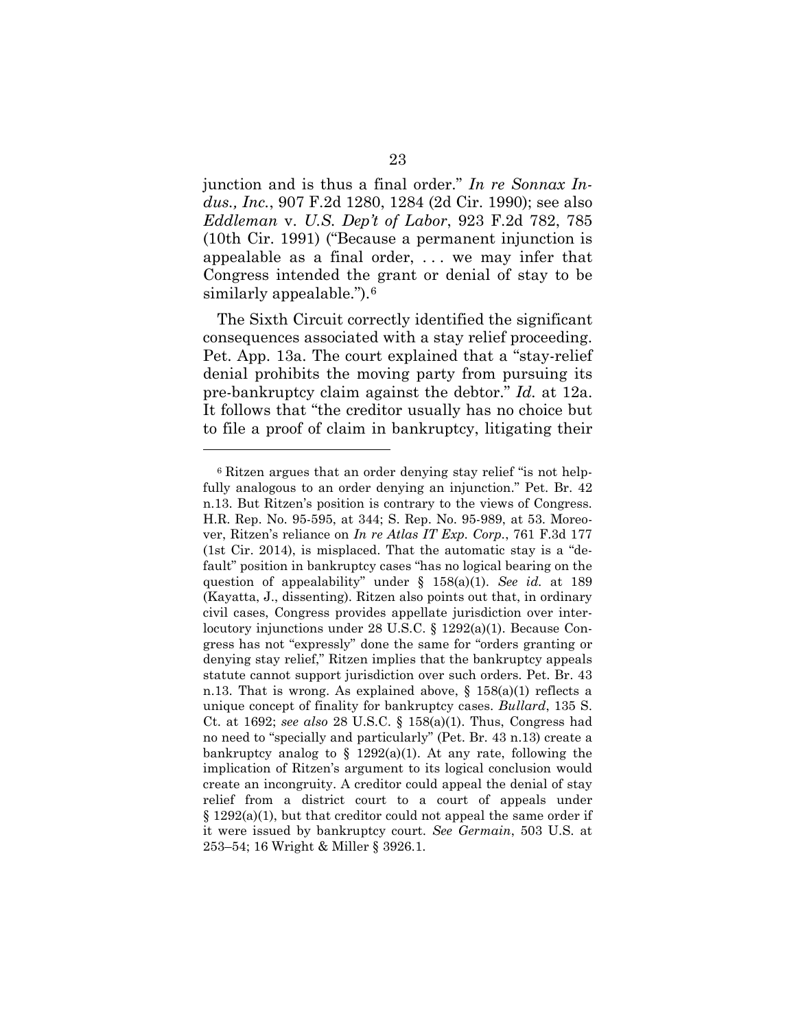junction and is thus a final order." *In re Sonnax Indus., Inc.*, 907 F.2d 1280, 1284 (2d Cir. 1990); see also *Eddleman* v. *U.S. Dep't of Labor*, 923 F.2d 782, 785 (10th Cir. 1991) ("Because a permanent injunction is appealable as a final order, . . . we may infer that Congress intended the grant or denial of stay to be similarly appealable.").[6]

The Sixth Circuit correctly identified the significant consequences associated with a stay relief proceeding. Pet. App. 13a. The court explained that a "stay-relief denial prohibits the moving party from pursuing its pre-bankruptcy claim against the debtor." *Id.* at 12a. It follows that "the creditor usually has no choice but to file a proof of claim in bankruptcy, litigating their

---

[6] Ritzen argues that an order denying stay relief "is not helpfully analogous to an order denying an injunction." Pet. Br. 42 n.13. But Ritzen's position is contrary to the views of Congress. H.R. Rep. No. 95-595, at 344; S. Rep. No. 95-989, at 53. Moreover, Ritzen's reliance on *In re Atlas IT Exp. Corp.*, 761 F.3d 177 (1st Cir. 2014), is misplaced. That the automatic stay is a "default" position in bankruptcy cases "has no logical bearing on the question of appealability" under § 158(a)(1). *See id.* at 189 (Kayatta, J., dissenting). Ritzen also points out that, in ordinary civil cases, Congress provides appellate jurisdiction over interlocutory injunctions under 28 U.S.C. § 1292(a)(1). Because Congress has not "expressly" done the same for "orders granting or denying stay relief," Ritzen implies that the bankruptcy appeals statute cannot support jurisdiction over such orders. Pet. Br. 43 n.13. That is wrong. As explained above, § 158(a)(1) reflects a unique concept of finality for bankruptcy cases. *Bullard*, 135 S. Ct. at 1692; *see also* 28 U.S.C. § 158(a)(1). Thus, Congress had no need to "specially and particularly" (Pet. Br. 43 n.13) create a bankruptcy analog to § 1292(a)(1). At any rate, following the implication of Ritzen's argument to its logical conclusion would create an incongruity. A creditor could appeal the denial of stay relief from a district court to a court of appeals under § 1292(a)(1), but that creditor could not appeal the same order if it were issued by bankruptcy court. *See Germain*, 503 U.S. at 253–54; 16 Wright & Miller § 3926.1.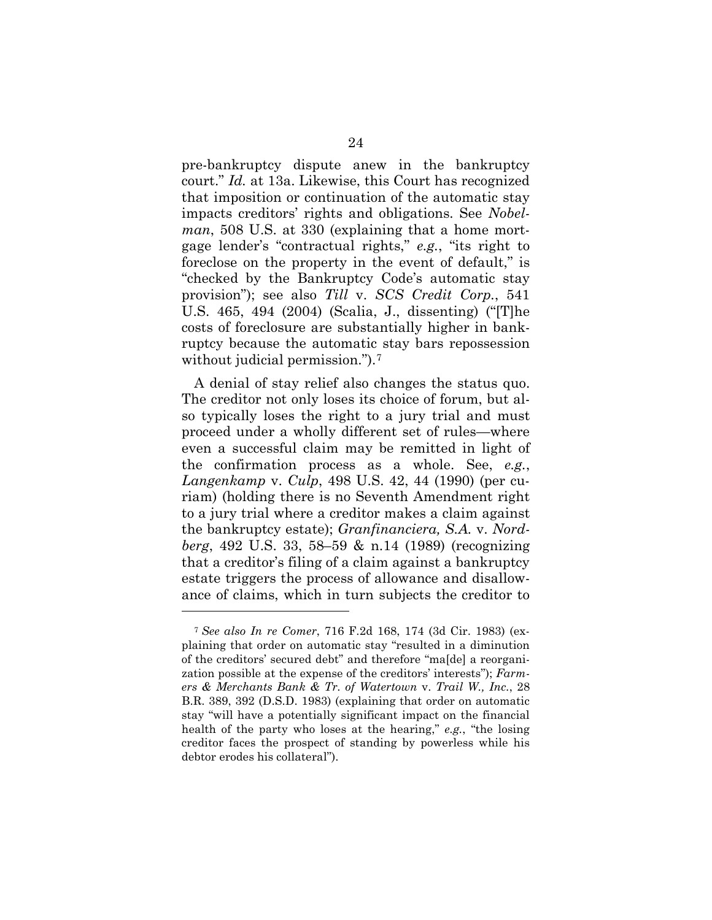pre-bankruptcy dispute anew in the bankruptcy court." *Id.* at 13a. Likewise, this Court has recognized that imposition or continuation of the automatic stay impacts creditors' rights and obligations. See *Nobelman*, 508 U.S. at 330 (explaining that a home mortgage lender's "contractual rights," *e.g.*, "its right to foreclose on the property in the event of default," is "checked by the Bankruptcy Code's automatic stay provision"); see also *Till* v. *SCS Credit Corp.*, 541 U.S. 465, 494 (2004) (Scalia, J., dissenting) ("[T]he costs of foreclosure are substantially higher in bankruptcy because the automatic stay bars repossession without judicial permission.").[7]

A denial of stay relief also changes the status quo. The creditor not only loses its choice of forum, but also typically loses the right to a jury trial and must proceed under a wholly different set of rules—where even a successful claim may be remitted in light of the confirmation process as a whole. See, *e.g.*, *Langenkamp* v. *Culp*, 498 U.S. 42, 44 (1990) (per curiam) (holding there is no Seventh Amendment right to a jury trial where a creditor makes a claim against the bankruptcy estate); *Granfinanciera, S.A.* v. *Nordberg*, 492 U.S. 33, 58–59 & n.14 (1989) (recognizing that a creditor's filing of a claim against a bankruptcy estate triggers the process of allowance and disallowance of claims, which in turn subjects the creditor to

---

[7] *See also In re Comer*, 716 F.2d 168, 174 (3d Cir. 1983) (explaining that order on automatic stay "resulted in a diminution of the creditors' secured debt" and therefore "ma[de] a reorganization possible at the expense of the creditors' interests"); *Farmers & Merchants Bank & Tr. of Watertown* v. *Trail W., Inc.*, 28 B.R. 389, 392 (D.S.D. 1983) (explaining that order on automatic stay "will have a potentially significant impact on the financial health of the party who loses at the hearing," *e.g.*, "the losing creditor faces the prospect of standing by powerless while his debtor erodes his collateral").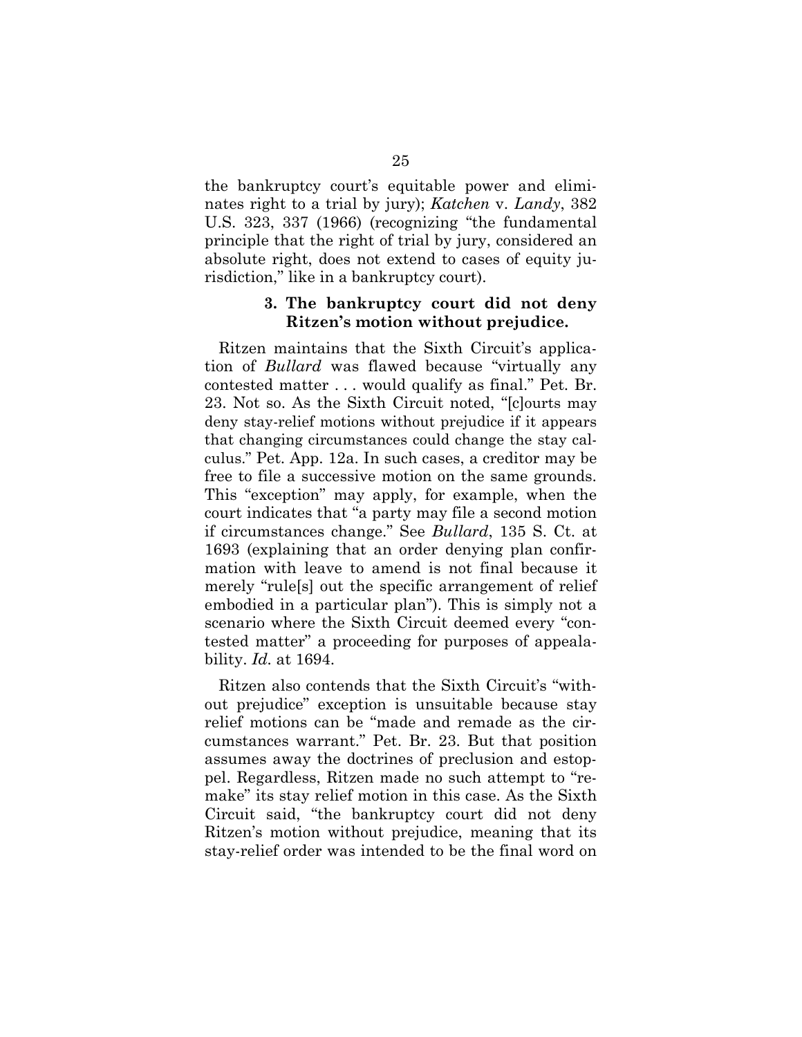the bankruptcy court's equitable power and eliminates right to a trial by jury); *Katchen* v. *Landy*, 382 U.S. 323, 337 (1966) (recognizing "the fundamental principle that the right of trial by jury, considered an absolute right, does not extend to cases of equity jurisdiction," like in a bankruptcy court).

### 3. The bankruptcy court did not deny Ritzen's motion without prejudice.

Ritzen maintains that the Sixth Circuit's application of *Bullard* was flawed because "virtually any contested matter . . . would qualify as final." Pet. Br. 23. Not so. As the Sixth Circuit noted, "[c]ourts may deny stay-relief motions without prejudice if it appears that changing circumstances could change the stay calculus." Pet. App. 12a. In such cases, a creditor may be free to file a successive motion on the same grounds. This "exception" may apply, for example, when the court indicates that "a party may file a second motion if circumstances change." See *Bullard*, 135 S. Ct. at 1693 (explaining that an order denying plan confirmation with leave to amend is not final because it merely "rule[s] out the specific arrangement of relief embodied in a particular plan"). This is simply not a scenario where the Sixth Circuit deemed every "contested matter" a proceeding for purposes of appealability. *Id.* at 1694.

Ritzen also contends that the Sixth Circuit's "without prejudice" exception is unsuitable because stay relief motions can be "made and remade as the circumstances warrant." Pet. Br. 23. But that position assumes away the doctrines of preclusion and estoppel. Regardless, Ritzen made no such attempt to "remake" its stay relief motion in this case. As the Sixth Circuit said, "the bankruptcy court did not deny Ritzen's motion without prejudice, meaning that its stay-relief order was intended to be the final word on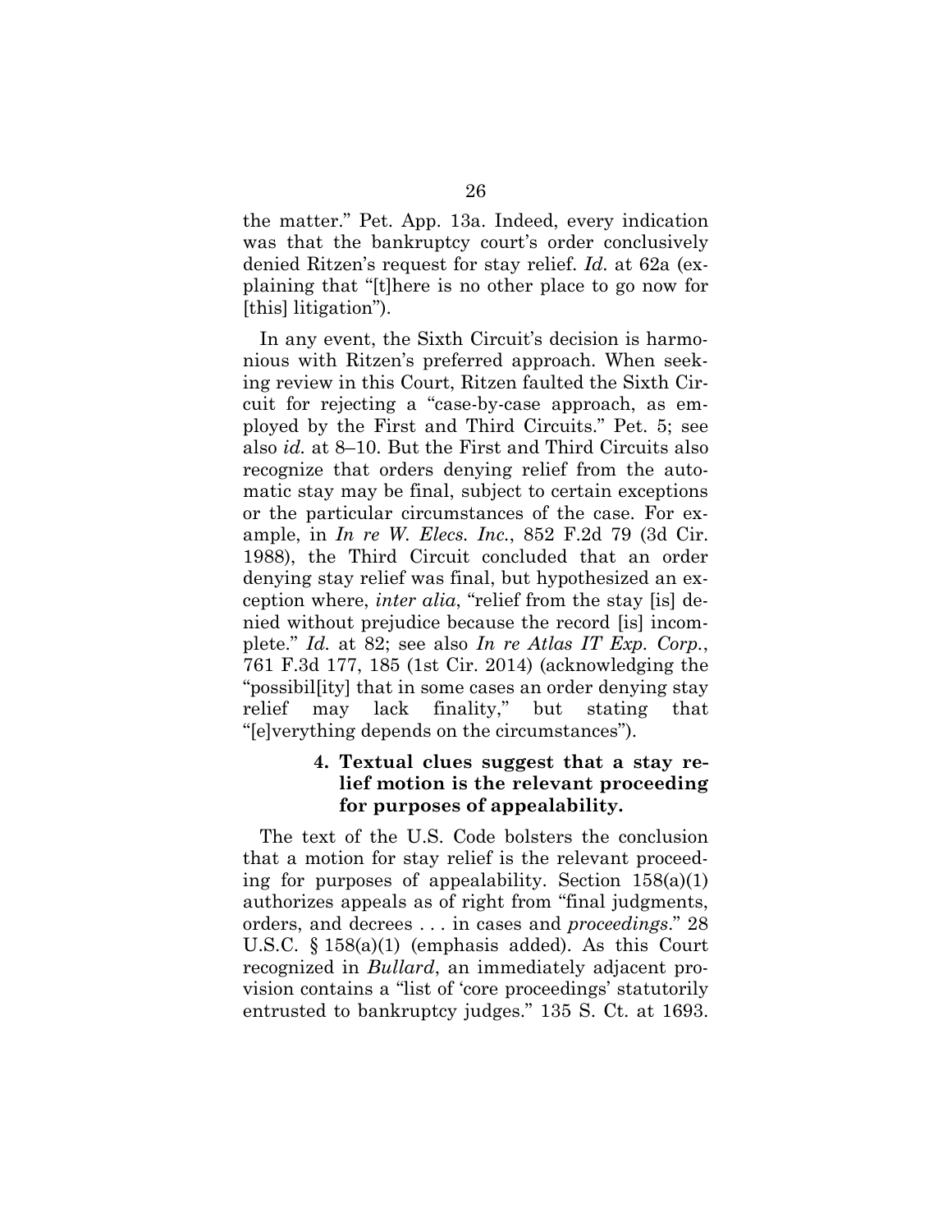the matter." Pet. App. 13a. Indeed, every indication was that the bankruptcy court's order conclusively denied Ritzen's request for stay relief. *Id.* at 62a (explaining that "[t]here is no other place to go now for [this] litigation").

In any event, the Sixth Circuit's decision is harmonious with Ritzen's preferred approach. When seeking review in this Court, Ritzen faulted the Sixth Circuit for rejecting a "case-by-case approach, as employed by the First and Third Circuits." Pet. 5; see also *id.* at 8–10. But the First and Third Circuits also recognize that orders denying relief from the automatic stay may be final, subject to certain exceptions or the particular circumstances of the case. For example, in *In re W. Elecs. Inc.*, 852 F.2d 79 (3d Cir. 1988), the Third Circuit concluded that an order denying stay relief was final, but hypothesized an exception where, *inter alia*, "relief from the stay [is] denied without prejudice because the record [is] incomplete." *Id.* at 82; see also *In re Atlas IT Exp. Corp.*, 761 F.3d 177, 185 (1st Cir. 2014) (acknowledging the "possibil[ity] that in some cases an order denying stay relief may lack finality," but stating that "[e]verything depends on the circumstances").

#### 4. Textual clues suggest that a stay relief motion is the relevant proceeding for purposes of appealability.

The text of the U.S. Code bolsters the conclusion that a motion for stay relief is the relevant proceeding for purposes of appealability. Section 158(a)(1) authorizes appeals as of right from "final judgments, orders, and decrees . . . in cases and *proceedings*." 28 U.S.C. § 158(a)(1) (emphasis added). As this Court recognized in *Bullard*, an immediately adjacent provision contains a "list of 'core proceedings' statutorily entrusted to bankruptcy judges." 135 S. Ct. at 1693.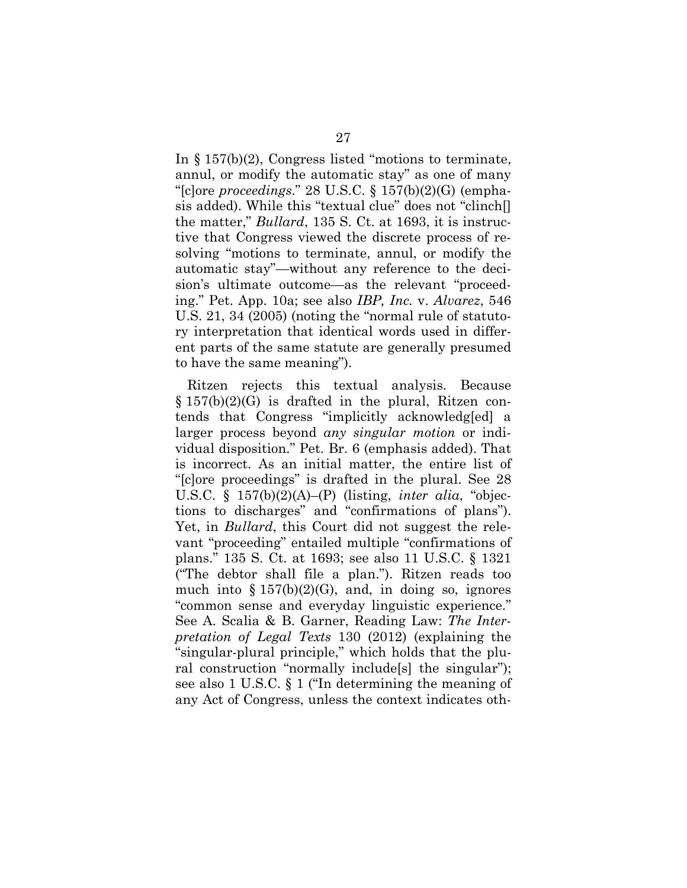In § 157(b)(2), Congress listed "motions to terminate, annul, or modify the automatic stay" as one of many "[c]ore *proceedings*." 28 U.S.C. § 157(b)(2)(G) (emphasis added). While this "textual clue" does not "clinch[] the matter," *Bullard*, 135 S. Ct. at 1693, it is instructive that Congress viewed the discrete process of resolving "motions to terminate, annul, or modify the automatic stay"—without any reference to the decision's ultimate outcome—as the relevant "proceeding." Pet. App. 10a; see also *IBP, Inc.* v. *Alvarez*, 546 U.S. 21, 34 (2005) (noting the "normal rule of statutory interpretation that identical words used in different parts of the same statute are generally presumed to have the same meaning").

Ritzen rejects this textual analysis. Because § 157(b)(2)(G) is drafted in the plural, Ritzen contends that Congress "implicitly acknowledg[ed] a larger process beyond *any singular motion* or individual disposition." Pet. Br. 6 (emphasis added). That is incorrect. As an initial matter, the entire list of "[c]ore proceedings" is drafted in the plural. See 28 U.S.C. § 157(b)(2)(A)–(P) (listing, *inter alia*, "objections to discharges" and "confirmations of plans"). Yet, in *Bullard*, this Court did not suggest the relevant "proceeding" entailed multiple "confirmations of plans." 135 S. Ct. at 1693; see also 11 U.S.C. § 1321 ("The debtor shall file a plan."). Ritzen reads too much into § 157(b)(2)(G), and, in doing so, ignores "common sense and everyday linguistic experience." See A. Scalia & B. Garner, Reading Law: *The Interpretation of Legal Texts* 130 (2012) (explaining the "singular-plural principle," which holds that the plural construction "normally include[s] the singular"); see also 1 U.S.C. § 1 ("In determining the meaning of any Act of Congress, unless the context indicates oth-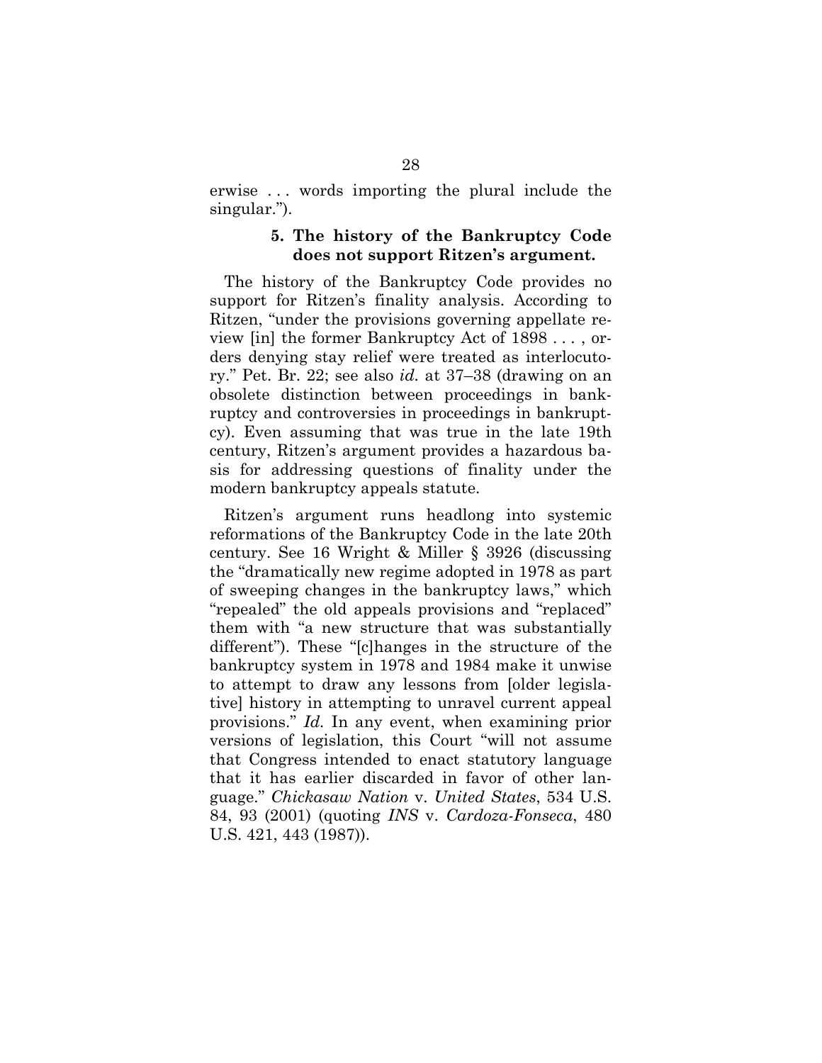erwise . . . words importing the plural include the singular.").

### 5. The history of the Bankruptcy Code does not support Ritzen's argument.

The history of the Bankruptcy Code provides no support for Ritzen's finality analysis. According to Ritzen, "under the provisions governing appellate review [in] the former Bankruptcy Act of 1898 . . . , orders denying stay relief were treated as interlocutory." Pet. Br. 22; see also *id.* at 37–38 (drawing on an obsolete distinction between proceedings in bankruptcy and controversies in proceedings in bankruptcy). Even assuming that was true in the late 19th century, Ritzen's argument provides a hazardous basis for addressing questions of finality under the modern bankruptcy appeals statute.

Ritzen's argument runs headlong into systemic reformations of the Bankruptcy Code in the late 20th century. See 16 Wright & Miller § 3926 (discussing the "dramatically new regime adopted in 1978 as part of sweeping changes in the bankruptcy laws," which "repealed" the old appeals provisions and "replaced" them with "a new structure that was substantially different"). These "[c]hanges in the structure of the bankruptcy system in 1978 and 1984 make it unwise to attempt to draw any lessons from [older legislative] history in attempting to unravel current appeal provisions." *Id.* In any event, when examining prior versions of legislation, this Court "will not assume that Congress intended to enact statutory language that it has earlier discarded in favor of other language." *Chickasaw Nation* v. *United States*, 534 U.S. 84, 93 (2001) (quoting *INS* v. *Cardoza-Fonseca*, 480 U.S. 421, 443 (1987)).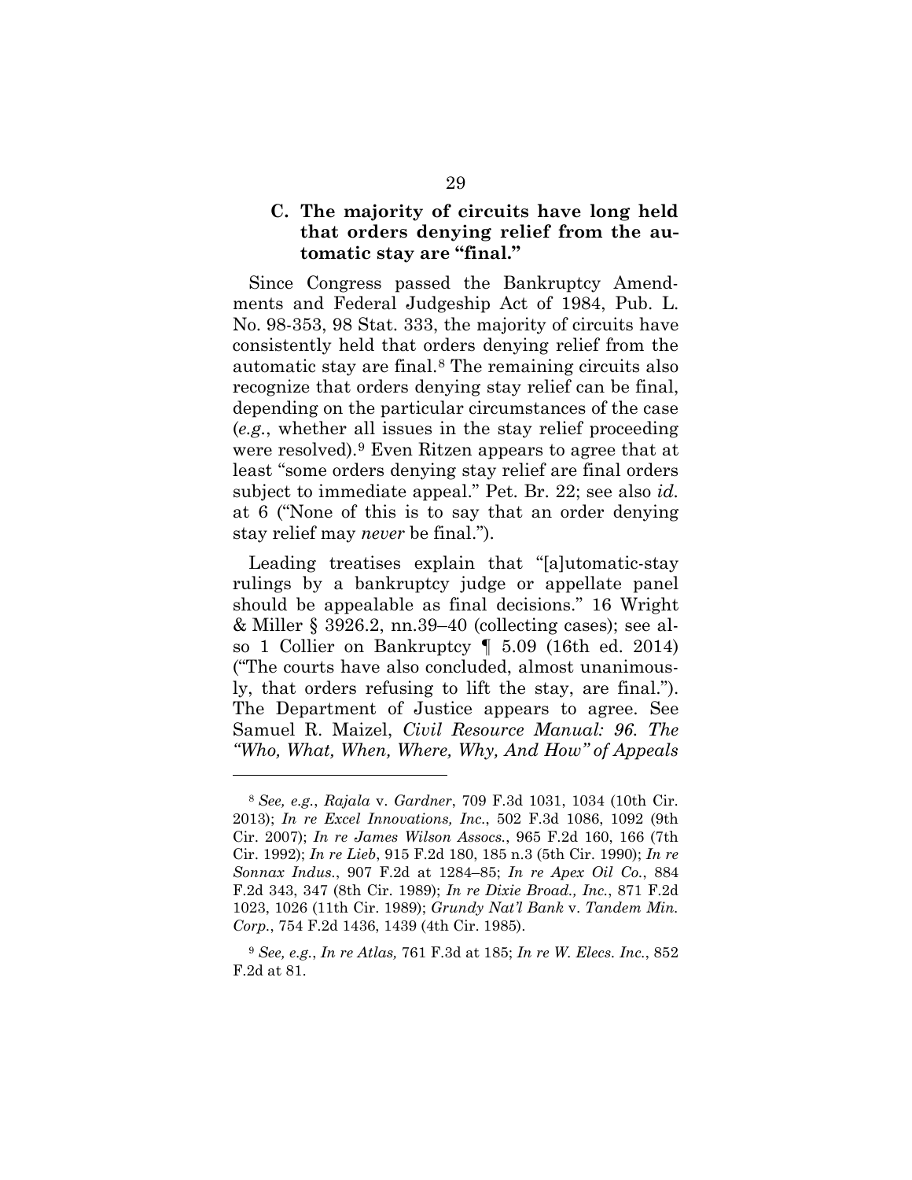### C. The majority of circuits have long held that orders denying relief from the automatic stay are "final."

Since Congress passed the Bankruptcy Amendments and Federal Judgeship Act of 1984, Pub. L. No. 98-353, 98 Stat. 333, the majority of circuits have consistently held that orders denying relief from the automatic stay are final.[8] The remaining circuits also recognize that orders denying stay relief can be final, depending on the particular circumstances of the case (*e.g.*, whether all issues in the stay relief proceeding were resolved).[9] Even Ritzen appears to agree that at least "some orders denying stay relief are final orders subject to immediate appeal." Pet. Br. 22; see also *id.* at 6 ("None of this is to say that an order denying stay relief may *never* be final.").

Leading treatises explain that "[a]utomatic-stay rulings by a bankruptcy judge or appellate panel should be appealable as final decisions." 16 Wright & Miller § 3926.2, nn.39–40 (collecting cases); see also 1 Collier on Bankruptcy ¶ 5.09 (16th ed. 2014) ("The courts have also concluded, almost unanimously, that orders refusing to lift the stay, are final."). The Department of Justice appears to agree. See Samuel R. Maizel, *Civil Resource Manual: 96. The "Who, What, When, Where, Why, And How" of Appeals*

---

[8] *See, e.g.*, *Rajala* v. *Gardner*, 709 F.3d 1031, 1034 (10th Cir. 2013); *In re Excel Innovations, Inc.*, 502 F.3d 1086, 1092 (9th Cir. 2007); *In re James Wilson Assocs.*, 965 F.2d 160, 166 (7th Cir. 1992); *In re Lieb*, 915 F.2d 180, 185 n.3 (5th Cir. 1990); *In re Sonnax Indus.*, 907 F.2d at 1284–85; *In re Apex Oil Co.*, 884 F.2d 343, 347 (8th Cir. 1989); *In re Dixie Broad., Inc.*, 871 F.2d 1023, 1026 (11th Cir. 1989); *Grundy Nat'l Bank* v. *Tandem Min. Corp.*, 754 F.2d 1436, 1439 (4th Cir. 1985).

[9] *See, e.g.*, *In re Atlas,* 761 F.3d at 185; *In re W. Elecs. Inc.*, 852 F.2d at 81.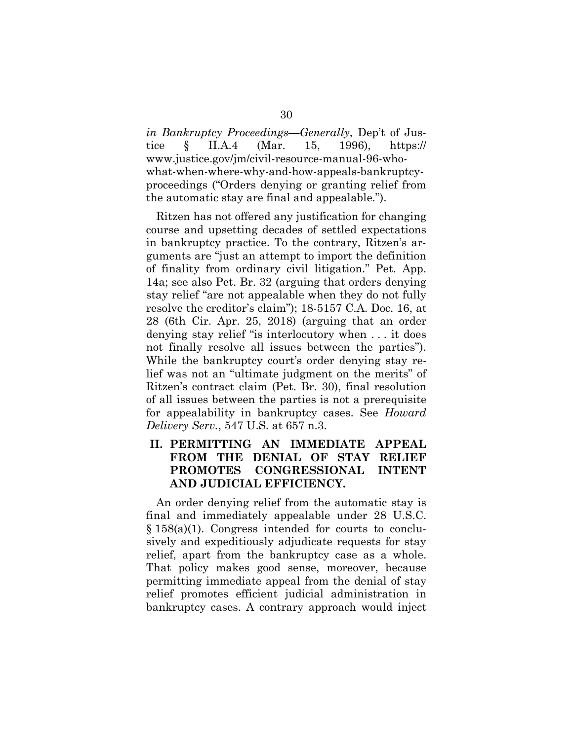*in Bankruptcy Proceedings—Generally*, Dep't of Justice § II.A.4 (Mar. 15, 1996), https://www.justice.gov/jm/civil-resource-manual-96-who-what-when-where-why-and-how-appeals-bankruptcy-proceedings ("Orders denying or granting relief from the automatic stay are final and appealable.").

Ritzen has not offered any justification for changing course and upsetting decades of settled expectations in bankruptcy practice. To the contrary, Ritzen's arguments are "just an attempt to import the definition of finality from ordinary civil litigation." Pet. App. 14a; see also Pet. Br. 32 (arguing that orders denying stay relief "are not appealable when they do not fully resolve the creditor's claim"); 18-5157 C.A. Doc. 16, at 28 (6th Cir. Apr. 25, 2018) (arguing that an order denying stay relief "is interlocutory when . . . it does not finally resolve all issues between the parties"). While the bankruptcy court's order denying stay relief was not an "ultimate judgment on the merits" of Ritzen's contract claim (Pet. Br. 30), final resolution of all issues between the parties is not a prerequisite for appealability in bankruptcy cases. See *Howard Delivery Serv.*, 547 U.S. at 657 n.3.

## II. PERMITTING AN IMMEDIATE APPEAL FROM THE DENIAL OF STAY RELIEF PROMOTES CONGRESSIONAL INTENT AND JUDICIAL EFFICIENCY.

An order denying relief from the automatic stay is final and immediately appealable under 28 U.S.C. § 158(a)(1). Congress intended for courts to conclusively and expeditiously adjudicate requests for stay relief, apart from the bankruptcy case as a whole. That policy makes good sense, moreover, because permitting immediate appeal from the denial of stay relief promotes efficient judicial administration in bankruptcy cases. A contrary approach would inject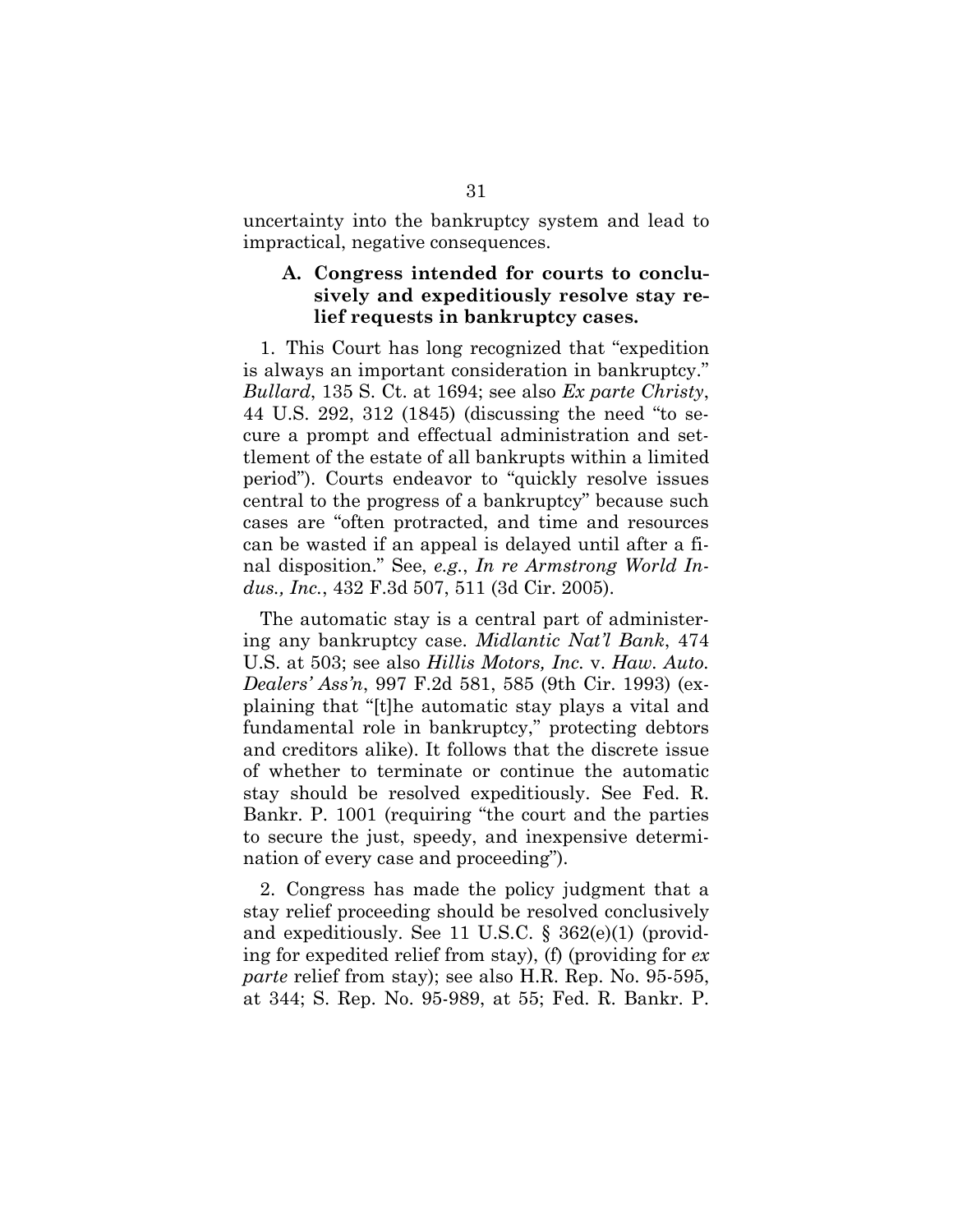uncertainty into the bankruptcy system and lead to impractical, negative consequences.

### A. Congress intended for courts to conclusively and expeditiously resolve stay relief requests in bankruptcy cases.

1. This Court has long recognized that "expedition is always an important consideration in bankruptcy." *Bullard*, 135 S. Ct. at 1694; see also *Ex parte Christy*, 44 U.S. 292, 312 (1845) (discussing the need "to secure a prompt and effectual administration and settlement of the estate of all bankrupts within a limited period"). Courts endeavor to "quickly resolve issues central to the progress of a bankruptcy" because such cases are "often protracted, and time and resources can be wasted if an appeal is delayed until after a final disposition." See, *e.g.*, *In re Armstrong World Indus., Inc.*, 432 F.3d 507, 511 (3d Cir. 2005).

The automatic stay is a central part of administering any bankruptcy case. *Midlantic Nat'l Bank*, 474 U.S. at 503; see also *Hillis Motors, Inc.* v. *Haw. Auto. Dealers' Ass'n*, 997 F.2d 581, 585 (9th Cir. 1993) (explaining that "[t]he automatic stay plays a vital and fundamental role in bankruptcy," protecting debtors and creditors alike). It follows that the discrete issue of whether to terminate or continue the automatic stay should be resolved expeditiously. See Fed. R. Bankr. P. 1001 (requiring "the court and the parties to secure the just, speedy, and inexpensive determination of every case and proceeding").

2. Congress has made the policy judgment that a stay relief proceeding should be resolved conclusively and expeditiously. See 11 U.S.C. § 362(e)(1) (providing for expedited relief from stay), (f) (providing for *ex parte* relief from stay); see also H.R. Rep. No. 95-595, at 344; S. Rep. No. 95-989, at 55; Fed. R. Bankr. P.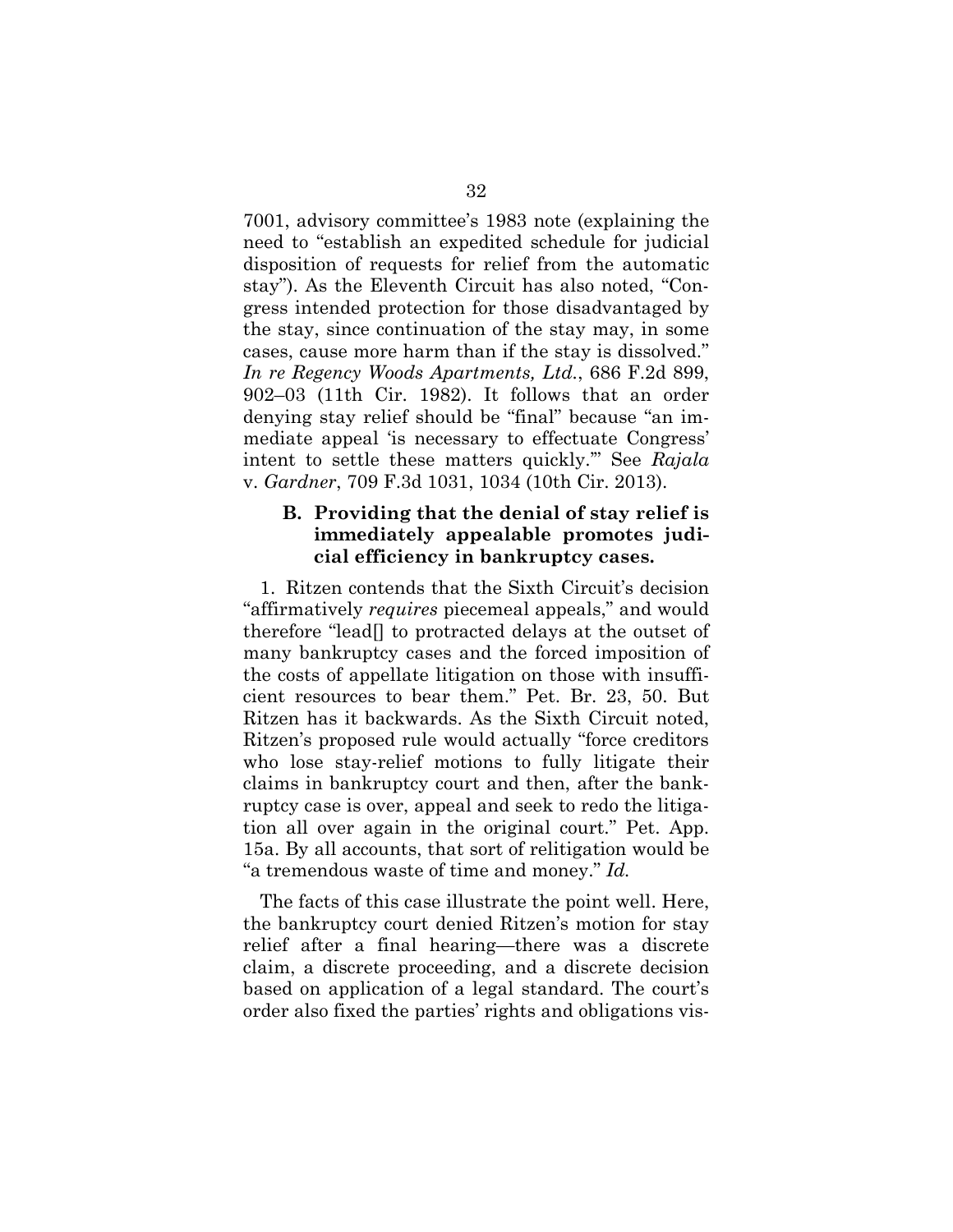7001, advisory committee's 1983 note (explaining the need to "establish an expedited schedule for judicial disposition of requests for relief from the automatic stay"). As the Eleventh Circuit has also noted, "Congress intended protection for those disadvantaged by the stay, since continuation of the stay may, in some cases, cause more harm than if the stay is dissolved." *In re Regency Woods Apartments, Ltd.*, 686 F.2d 899, 902–03 (11th Cir. 1982). It follows that an order denying stay relief should be "final" because "an immediate appeal 'is necessary to effectuate Congress' intent to settle these matters quickly.'" See *Rajala* v. *Gardner*, 709 F.3d 1031, 1034 (10th Cir. 2013).

### B. Providing that the denial of stay relief is immediately appealable promotes judicial efficiency in bankruptcy cases.

1. Ritzen contends that the Sixth Circuit's decision "affirmatively *requires* piecemeal appeals," and would therefore "lead[] to protracted delays at the outset of many bankruptcy cases and the forced imposition of the costs of appellate litigation on those with insufficient resources to bear them." Pet. Br. 23, 50. But Ritzen has it backwards. As the Sixth Circuit noted, Ritzen's proposed rule would actually "force creditors who lose stay-relief motions to fully litigate their claims in bankruptcy court and then, after the bankruptcy case is over, appeal and seek to redo the litigation all over again in the original court." Pet. App. 15a. By all accounts, that sort of relitigation would be "a tremendous waste of time and money." *Id.*

The facts of this case illustrate the point well. Here, the bankruptcy court denied Ritzen's motion for stay relief after a final hearing—there was a discrete claim, a discrete proceeding, and a discrete decision based on application of a legal standard. The court's order also fixed the parties' rights and obligations vis-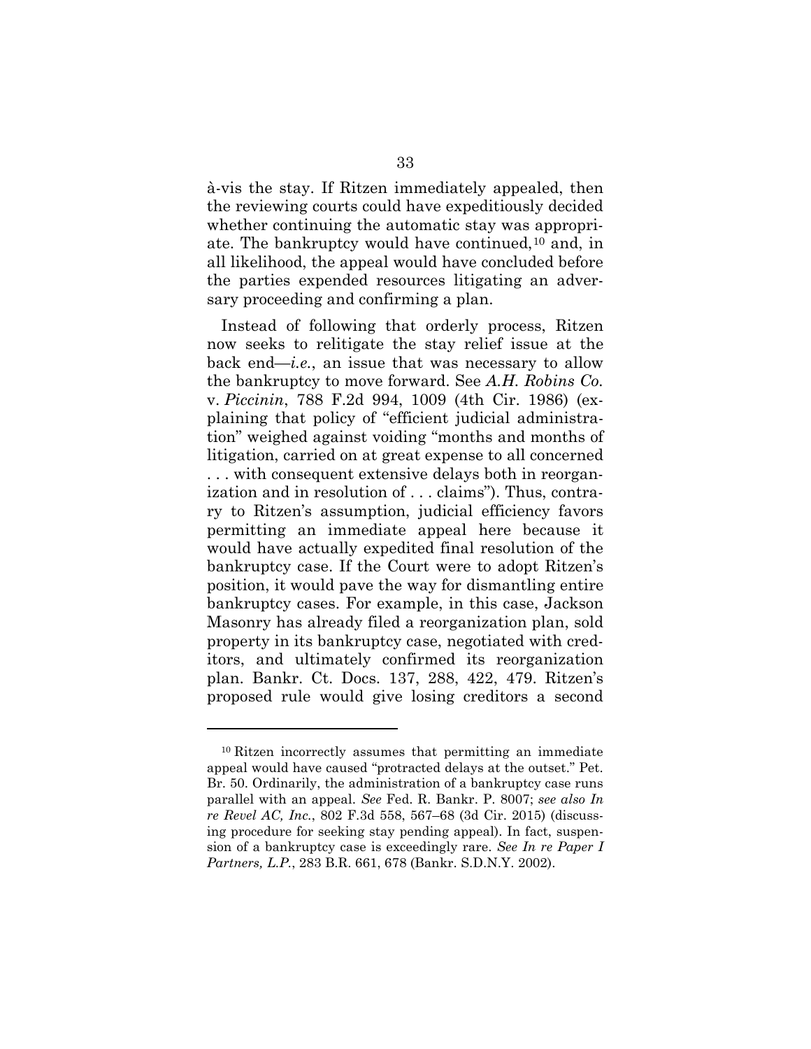à-vis the stay. If Ritzen immediately appealed, then the reviewing courts could have expeditiously decided whether continuing the automatic stay was appropriate. The bankruptcy would have continued,[10] and, in all likelihood, the appeal would have concluded before the parties expended resources litigating an adversary proceeding and confirming a plan.

Instead of following that orderly process, Ritzen now seeks to relitigate the stay relief issue at the back end—*i.e.*, an issue that was necessary to allow the bankruptcy to move forward. See *A.H. Robins Co.* v. *Piccinin*, 788 F.2d 994, 1009 (4th Cir. 1986) (explaining that policy of "efficient judicial administration" weighed against voiding "months and months of litigation, carried on at great expense to all concerned . . . with consequent extensive delays both in reorganization and in resolution of . . . claims"). Thus, contrary to Ritzen's assumption, judicial efficiency favors permitting an immediate appeal here because it would have actually expedited final resolution of the bankruptcy case. If the Court were to adopt Ritzen's position, it would pave the way for dismantling entire bankruptcy cases. For example, in this case, Jackson Masonry has already filed a reorganization plan, sold property in its bankruptcy case, negotiated with creditors, and ultimately confirmed its reorganization plan. Bankr. Ct. Docs. 137, 288, 422, 479. Ritzen's proposed rule would give losing creditors a second

---

[10] Ritzen incorrectly assumes that permitting an immediate appeal would have caused "protracted delays at the outset." Pet. Br. 50. Ordinarily, the administration of a bankruptcy case runs parallel with an appeal. *See* Fed. R. Bankr. P. 8007; *see also In re Revel AC, Inc.*, 802 F.3d 558, 567–68 (3d Cir. 2015) (discussing procedure for seeking stay pending appeal). In fact, suspension of a bankruptcy case is exceedingly rare. *See In re Paper I Partners, L.P.*, 283 B.R. 661, 678 (Bankr. S.D.N.Y. 2002).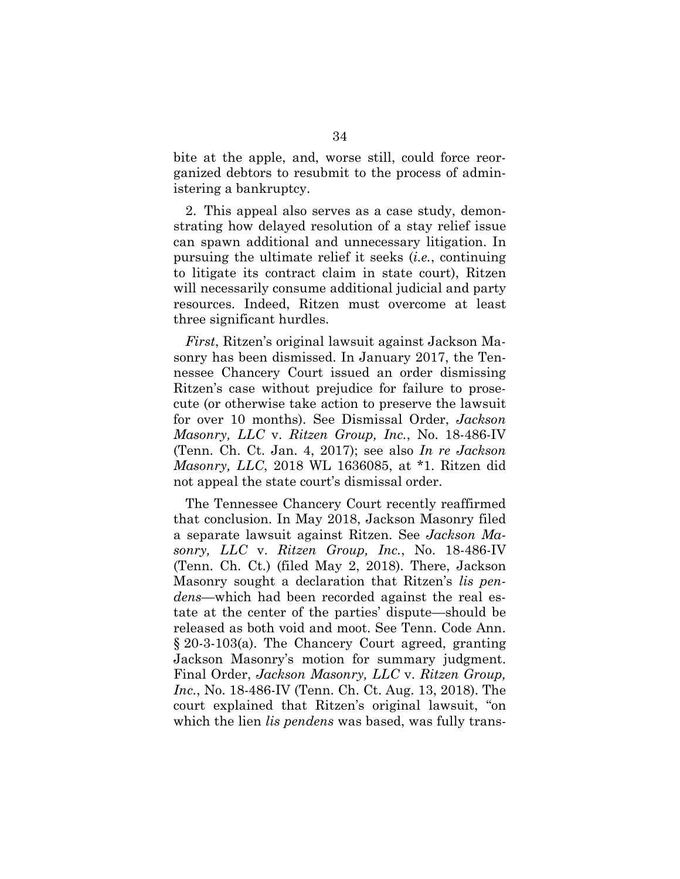bite at the apple, and, worse still, could force reorganized debtors to resubmit to the process of administering a bankruptcy.

2. This appeal also serves as a case study, demonstrating how delayed resolution of a stay relief issue can spawn additional and unnecessary litigation. In pursuing the ultimate relief it seeks (*i.e.*, continuing to litigate its contract claim in state court), Ritzen will necessarily consume additional judicial and party resources. Indeed, Ritzen must overcome at least three significant hurdles.

*First*, Ritzen's original lawsuit against Jackson Masonry has been dismissed. In January 2017, the Tennessee Chancery Court issued an order dismissing Ritzen's case without prejudice for failure to prosecute (or otherwise take action to preserve the lawsuit for over 10 months). See Dismissal Order, *Jackson Masonry, LLC* v. *Ritzen Group, Inc.*, No. 18-486-IV (Tenn. Ch. Ct. Jan. 4, 2017); see also *In re Jackson Masonry, LLC*, 2018 WL 1636085, at *1. Ritzen did not appeal the state court's dismissal order.

The Tennessee Chancery Court recently reaffirmed that conclusion. In May 2018, Jackson Masonry filed a separate lawsuit against Ritzen. See *Jackson Masonry, LLC* v. *Ritzen Group, Inc.*, No. 18-486-IV (Tenn. Ch. Ct.) (filed May 2, 2018). There, Jackson Masonry sought a declaration that Ritzen's *lis pendens*—which had been recorded against the real estate at the center of the parties' dispute—should be released as both void and moot. See Tenn. Code Ann. § 20-3-103(a). The Chancery Court agreed, granting Jackson Masonry's motion for summary judgment. Final Order, *Jackson Masonry, LLC* v. *Ritzen Group, Inc.*, No. 18-486-IV (Tenn. Ch. Ct. Aug. 13, 2018). The court explained that Ritzen's original lawsuit, "on which the lien *lis pendens* was based, was fully trans-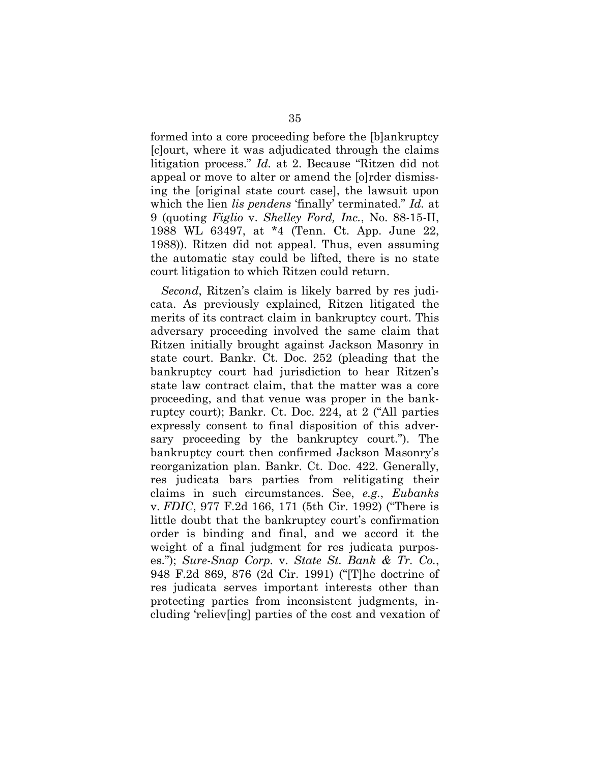formed into a core proceeding before the [b]ankruptcy [c]ourt, where it was adjudicated through the claims litigation process." *Id.* at 2. Because "Ritzen did not appeal or move to alter or amend the [o]rder dismissing the [original state court case], the lawsuit upon which the lien *lis pendens* 'finally' terminated." *Id.* at 9 (quoting *Figlio* v. *Shelley Ford, Inc.*, No. 88-15-II, 1988 WL 63497, at *4 (Tenn. Ct. App. June 22, 1988)). Ritzen did not appeal. Thus, even assuming the automatic stay could be lifted, there is no state court litigation to which Ritzen could return.

*Second*, Ritzen's claim is likely barred by res judicata. As previously explained, Ritzen litigated the merits of its contract claim in bankruptcy court. This adversary proceeding involved the same claim that Ritzen initially brought against Jackson Masonry in state court. Bankr. Ct. Doc. 252 (pleading that the bankruptcy court had jurisdiction to hear Ritzen's state law contract claim, that the matter was a core proceeding, and that venue was proper in the bankruptcy court); Bankr. Ct. Doc. 224, at 2 ("All parties expressly consent to final disposition of this adversary proceeding by the bankruptcy court."). The bankruptcy court then confirmed Jackson Masonry's reorganization plan. Bankr. Ct. Doc. 422. Generally, res judicata bars parties from relitigating their claims in such circumstances. See, *e.g.*, *Eubanks* v. *FDIC*, 977 F.2d 166, 171 (5th Cir. 1992) ("There is little doubt that the bankruptcy court's confirmation order is binding and final, and we accord it the weight of a final judgment for res judicata purposes."); *Sure-Snap Corp.* v. *State St. Bank & Tr. Co.*, 948 F.2d 869, 876 (2d Cir. 1991) ("[T]he doctrine of res judicata serves important interests other than protecting parties from inconsistent judgments, including 'reliev[ing] parties of the cost and vexation of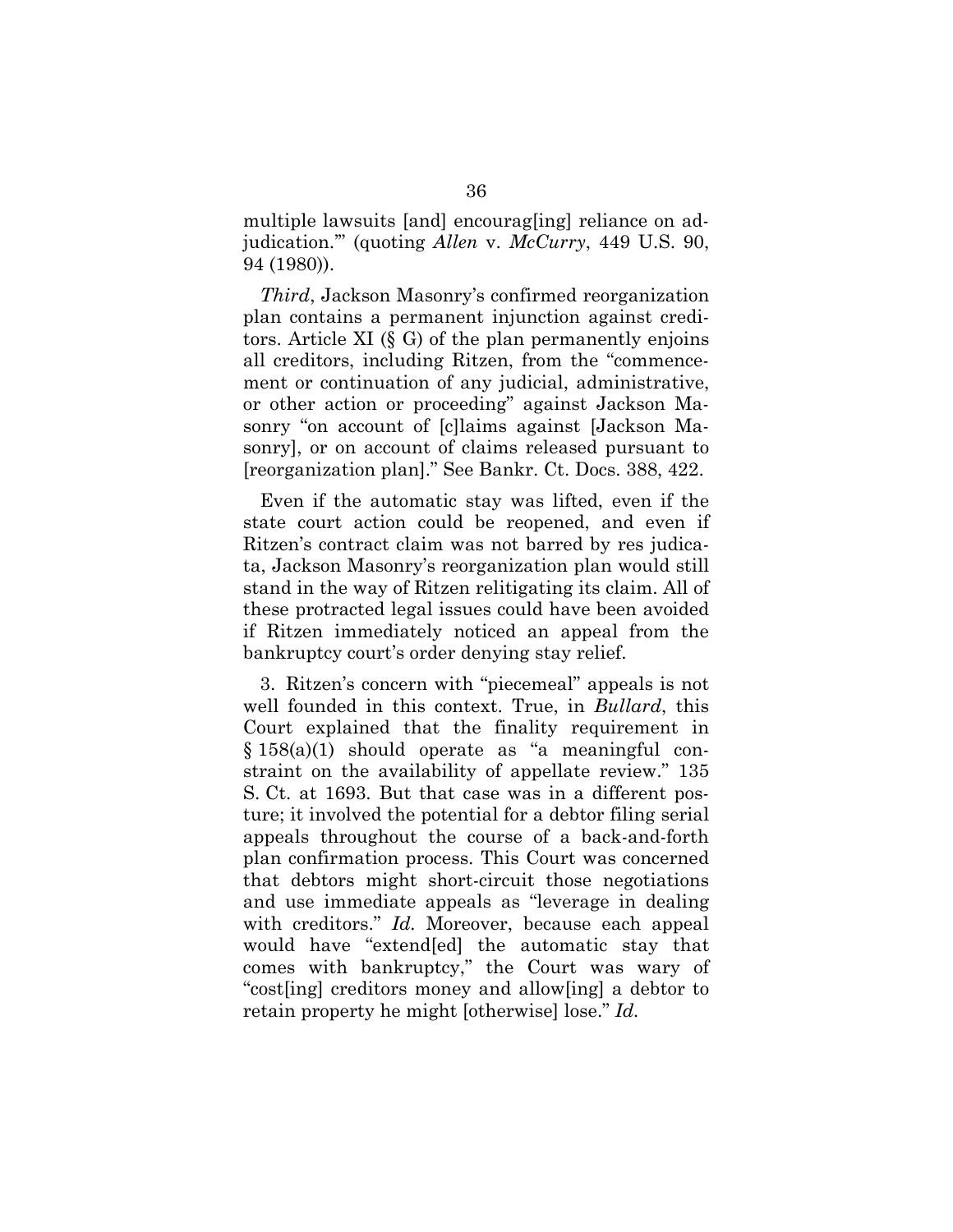multiple lawsuits [and] encourag[ing] reliance on adjudication.'" (quoting *Allen* v. *McCurry*, 449 U.S. 90, 94 (1980)).

*Third*, Jackson Masonry's confirmed reorganization plan contains a permanent injunction against creditors. Article XI (§ G) of the plan permanently enjoins all creditors, including Ritzen, from the "commencement or continuation of any judicial, administrative, or other action or proceeding" against Jackson Masonry "on account of [c]laims against [Jackson Masonry], or on account of claims released pursuant to [reorganization plan]." See Bankr. Ct. Docs. 388, 422.

Even if the automatic stay was lifted, even if the state court action could be reopened, and even if Ritzen's contract claim was not barred by res judicata, Jackson Masonry's reorganization plan would still stand in the way of Ritzen relitigating its claim. All of these protracted legal issues could have been avoided if Ritzen immediately noticed an appeal from the bankruptcy court's order denying stay relief.

3. Ritzen's concern with "piecemeal" appeals is not well founded in this context. True, in *Bullard*, this Court explained that the finality requirement in § 158(a)(1) should operate as "a meaningful constraint on the availability of appellate review." 135 S. Ct. at 1693. But that case was in a different posture; it involved the potential for a debtor filing serial appeals throughout the course of a back-and-forth plan confirmation process. This Court was concerned that debtors might short-circuit those negotiations and use immediate appeals as "leverage in dealing with creditors." *Id.* Moreover, because each appeal would have "extend[ed] the automatic stay that comes with bankruptcy," the Court was wary of "cost[ing] creditors money and allow[ing] a debtor to retain property he might [otherwise] lose." *Id.*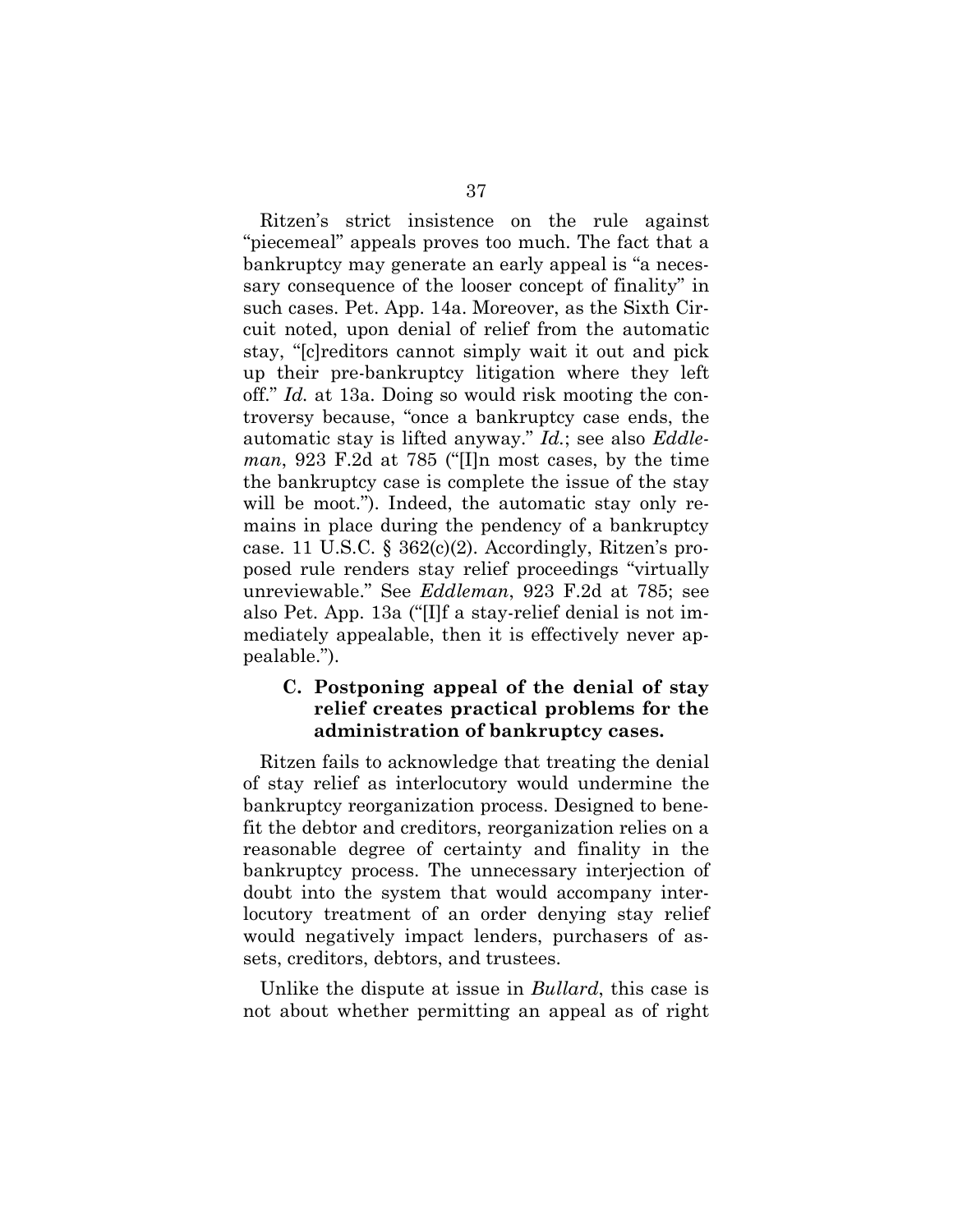Ritzen's strict insistence on the rule against "piecemeal" appeals proves too much. The fact that a bankruptcy may generate an early appeal is "a necessary consequence of the looser concept of finality" in such cases. Pet. App. 14a. Moreover, as the Sixth Circuit noted, upon denial of relief from the automatic stay, "[c]reditors cannot simply wait it out and pick up their pre-bankruptcy litigation where they left off." *Id.* at 13a. Doing so would risk mooting the controversy because, "once a bankruptcy case ends, the automatic stay is lifted anyway." *Id.*; see also *Eddleman*, 923 F.2d at 785 ("[I]n most cases, by the time the bankruptcy case is complete the issue of the stay will be moot."). Indeed, the automatic stay only remains in place during the pendency of a bankruptcy case. 11 U.S.C. § 362(c)(2). Accordingly, Ritzen's proposed rule renders stay relief proceedings "virtually unreviewable." See *Eddleman*, 923 F.2d at 785; see also Pet. App. 13a ("[I]f a stay-relief denial is not immediately appealable, then it is effectively never appealable.").

### C. Postponing appeal of the denial of stay relief creates practical problems for the administration of bankruptcy cases.

Ritzen fails to acknowledge that treating the denial of stay relief as interlocutory would undermine the bankruptcy reorganization process. Designed to benefit the debtor and creditors, reorganization relies on a reasonable degree of certainty and finality in the bankruptcy process. The unnecessary interjection of doubt into the system that would accompany interlocutory treatment of an order denying stay relief would negatively impact lenders, purchasers of assets, creditors, debtors, and trustees.

Unlike the dispute at issue in *Bullard*, this case is not about whether permitting an appeal as of right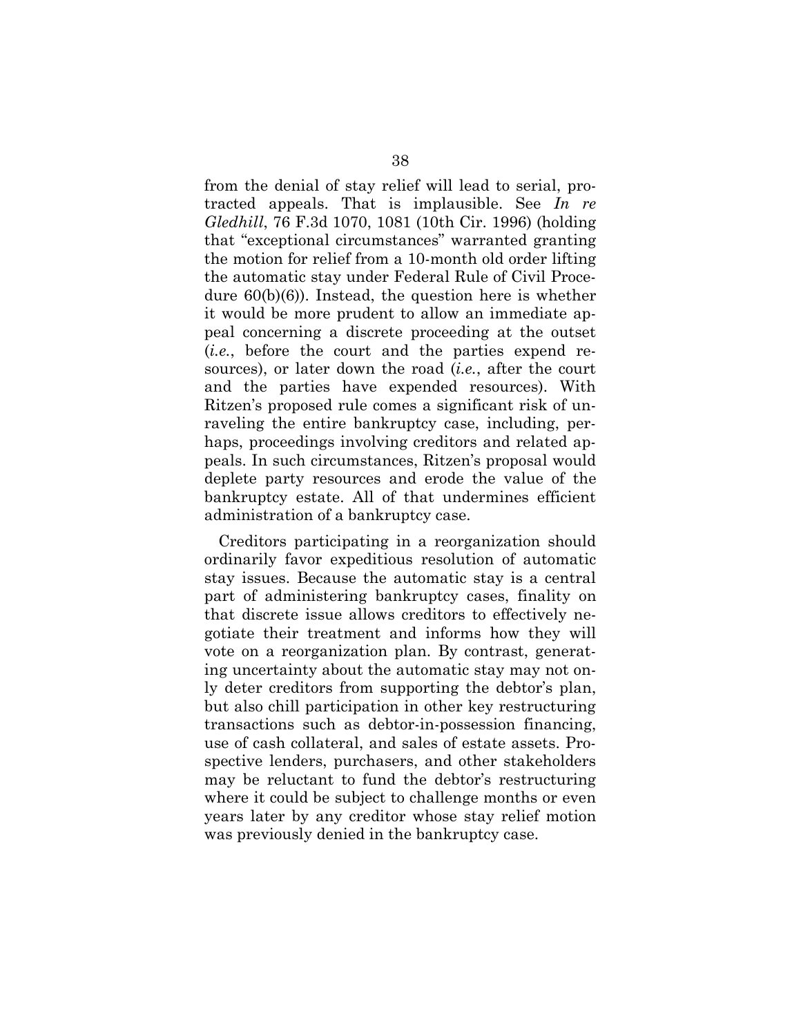from the denial of stay relief will lead to serial, protracted appeals. That is implausible. See *In re Gledhill*, 76 F.3d 1070, 1081 (10th Cir. 1996) (holding that "exceptional circumstances" warranted granting the motion for relief from a 10-month old order lifting the automatic stay under Federal Rule of Civil Procedure 60(b)(6)). Instead, the question here is whether it would be more prudent to allow an immediate appeal concerning a discrete proceeding at the outset (*i.e.*, before the court and the parties expend resources), or later down the road (*i.e.*, after the court and the parties have expended resources). With Ritzen's proposed rule comes a significant risk of unraveling the entire bankruptcy case, including, perhaps, proceedings involving creditors and related appeals. In such circumstances, Ritzen's proposal would deplete party resources and erode the value of the bankruptcy estate. All of that undermines efficient administration of a bankruptcy case.

Creditors participating in a reorganization should ordinarily favor expeditious resolution of automatic stay issues. Because the automatic stay is a central part of administering bankruptcy cases, finality on that discrete issue allows creditors to effectively negotiate their treatment and informs how they will vote on a reorganization plan. By contrast, generating uncertainty about the automatic stay may not only deter creditors from supporting the debtor's plan, but also chill participation in other key restructuring transactions such as debtor-in-possession financing, use of cash collateral, and sales of estate assets. Prospective lenders, purchasers, and other stakeholders may be reluctant to fund the debtor's restructuring where it could be subject to challenge months or even years later by any creditor whose stay relief motion was previously denied in the bankruptcy case.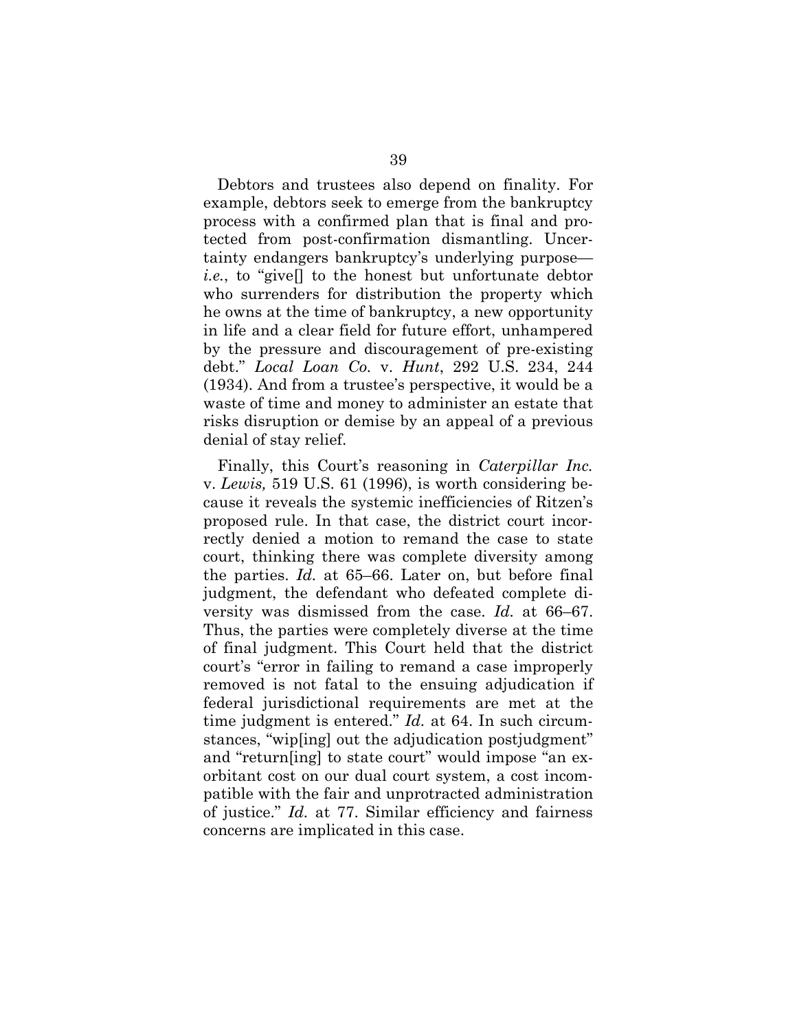Debtors and trustees also depend on finality. For example, debtors seek to emerge from the bankruptcy process with a confirmed plan that is final and protected from post-confirmation dismantling. Uncertainty endangers bankruptcy's underlying purpose—*i.e.*, to "give[] to the honest but unfortunate debtor who surrenders for distribution the property which he owns at the time of bankruptcy, a new opportunity in life and a clear field for future effort, unhampered by the pressure and discouragement of pre-existing debt." *Local Loan Co.* v. *Hunt*, 292 U.S. 234, 244 (1934). And from a trustee's perspective, it would be a waste of time and money to administer an estate that risks disruption or demise by an appeal of a previous denial of stay relief.

Finally, this Court's reasoning in *Caterpillar Inc.* v. *Lewis,* 519 U.S. 61 (1996), is worth considering because it reveals the systemic inefficiencies of Ritzen's proposed rule. In that case, the district court incorrectly denied a motion to remand the case to state court, thinking there was complete diversity among the parties. *Id.* at 65–66. Later on, but before final judgment, the defendant who defeated complete diversity was dismissed from the case. *Id.* at 66–67. Thus, the parties were completely diverse at the time of final judgment. This Court held that the district court's "error in failing to remand a case improperly removed is not fatal to the ensuing adjudication if federal jurisdictional requirements are met at the time judgment is entered." *Id.* at 64. In such circumstances, "wip[ing] out the adjudication postjudgment" and "return[ing] to state court" would impose "an exorbitant cost on our dual court system, a cost incompatible with the fair and unprotracted administration of justice." *Id.* at 77. Similar efficiency and fairness concerns are implicated in this case.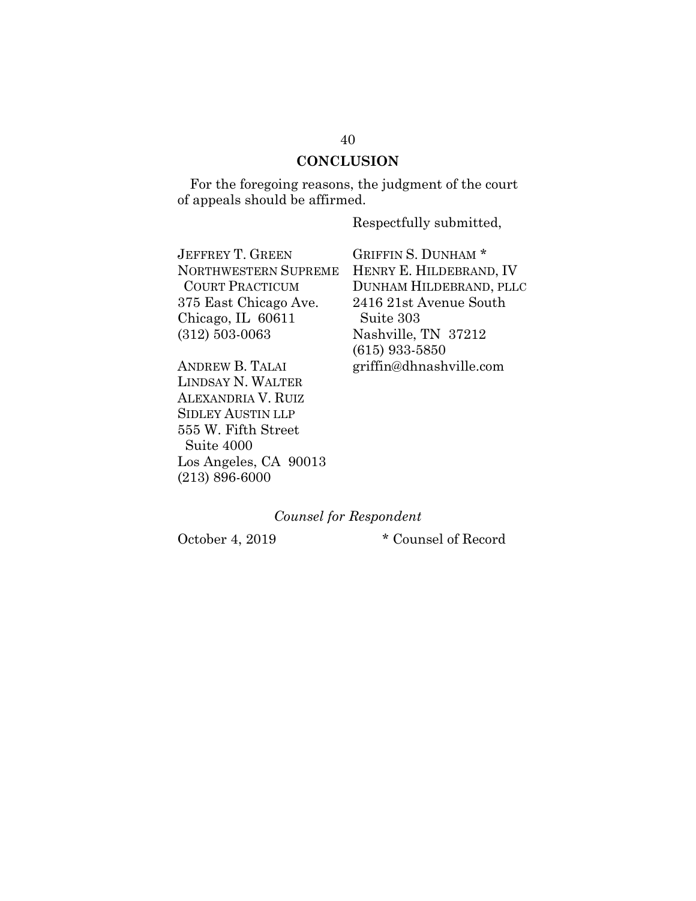## CONCLUSION

For the foregoing reasons, the judgment of the court of appeals should be affirmed.

Respectfully submitted,

JEFFREY T. GREEN
NORTHWESTERN SUPREME COURT PRACTICUM
375 East Chicago Ave.
Chicago, IL 60611
(312) 503-0063

ANDREW B. TALAI
LINDSAY N. WALTER
ALEXANDRIA V. RUIZ
SIDLEY AUSTIN LLP
555 W. Fifth Street
Suite 4000
Los Angeles, CA 90013
(213) 896-6000

GRIFFIN S. DUNHAM *
HENRY E. HILDEBRAND, IV
DUNHAM HILDEBRAND, PLLC
2416 21st Avenue South
Suite 303
Nashville, TN 37212
(615) 933-5850
griffin@dhnashville.com

*Counsel for Respondent*

October 4, 2019

* Counsel of Record